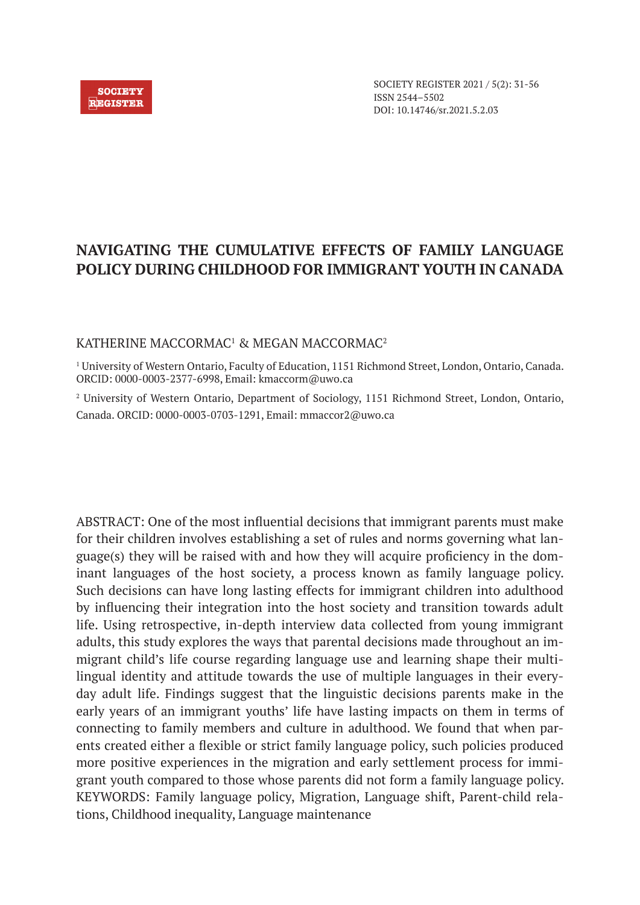SOCIETY REGISTER 2021 / 5(2): 31-56
ISSN 2544–5502
DOI: 10.14746/sr.2021.5.2.03

# NAVIGATING THE CUMULATIVE EFFECTS OF FAMILY LANGUAGE POLICY DURING CHILDHOOD FOR IMMIGRANT YOUTH IN CANADA

KATHERINE MACCORMAC[1] & MEGAN MACCORMAC[2]

[1] University of Western Ontario, Faculty of Education, 1151 Richmond Street, London, Ontario, Canada. ORCID: 0000-0003-2377-6998, Email: kmaccorm@uwo.ca

[2] University of Western Ontario, Department of Sociology, 1151 Richmond Street, London, Ontario, Canada. ORCID: 0000-0003-0703-1291, Email: mmaccor2@uwo.ca

ABSTRACT: One of the most influential decisions that immigrant parents must make for their children involves establishing a set of rules and norms governing what language(s) they will be raised with and how they will acquire proficiency in the dominant languages of the host society, a process known as family language policy. Such decisions can have long lasting effects for immigrant children into adulthood by influencing their integration into the host society and transition towards adult life. Using retrospective, in-depth interview data collected from young immigrant adults, this study explores the ways that parental decisions made throughout an immigrant child's life course regarding language use and learning shape their multilingual identity and attitude towards the use of multiple languages in their everyday adult life. Findings suggest that the linguistic decisions parents make in the early years of an immigrant youths' life have lasting impacts on them in terms of connecting to family members and culture in adulthood. We found that when parents created either a flexible or strict family language policy, such policies produced more positive experiences in the migration and early settlement process for immigrant youth compared to those whose parents did not form a family language policy.
KEYWORDS: Family language policy, Migration, Language shift, Parent-child relations, Childhood inequality, Language maintenance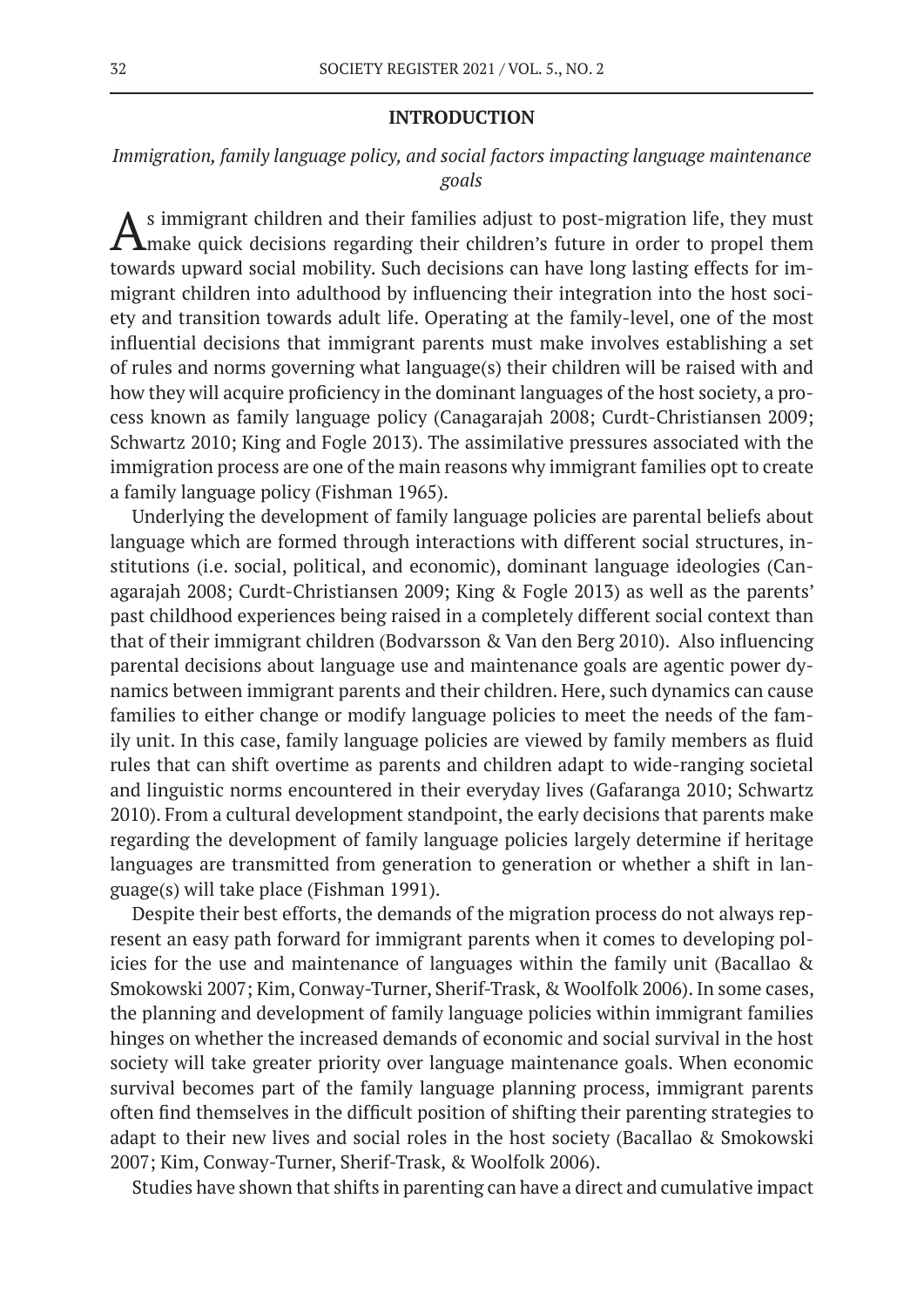## INTRODUCTION

*Immigration, family language policy, and social factors impacting language maintenance goals*

As immigrant children and their families adjust to post-migration life, they must make quick decisions regarding their children's future in order to propel them towards upward social mobility. Such decisions can have long lasting effects for immigrant children into adulthood by influencing their integration into the host society and transition towards adult life. Operating at the family-level, one of the most influential decisions that immigrant parents must make involves establishing a set of rules and norms governing what language(s) their children will be raised with and how they will acquire proficiency in the dominant languages of the host society, a process known as family language policy (Canagarajah 2008; Curdt-Christiansen 2009; Schwartz 2010; King and Fogle 2013). The assimilative pressures associated with the immigration process are one of the main reasons why immigrant families opt to create a family language policy (Fishman 1965).

Underlying the development of family language policies are parental beliefs about language which are formed through interactions with different social structures, institutions (i.e. social, political, and economic), dominant language ideologies (Canagarajah 2008; Curdt-Christiansen 2009; King & Fogle 2013) as well as the parents' past childhood experiences being raised in a completely different social context than that of their immigrant children (Bodvarsson & Van den Berg 2010). Also influencing parental decisions about language use and maintenance goals are agentic power dynamics between immigrant parents and their children. Here, such dynamics can cause families to either change or modify language policies to meet the needs of the family unit. In this case, family language policies are viewed by family members as fluid rules that can shift overtime as parents and children adapt to wide-ranging societal and linguistic norms encountered in their everyday lives (Gafaranga 2010; Schwartz 2010). From a cultural development standpoint, the early decisions that parents make regarding the development of family language policies largely determine if heritage languages are transmitted from generation to generation or whether a shift in language(s) will take place (Fishman 1991).

Despite their best efforts, the demands of the migration process do not always represent an easy path forward for immigrant parents when it comes to developing policies for the use and maintenance of languages within the family unit (Bacallao & Smokowski 2007; Kim, Conway-Turner, Sherif-Trask, & Woolfolk 2006). In some cases, the planning and development of family language policies within immigrant families hinges on whether the increased demands of economic and social survival in the host society will take greater priority over language maintenance goals. When economic survival becomes part of the family language planning process, immigrant parents often find themselves in the difficult position of shifting their parenting strategies to adapt to their new lives and social roles in the host society (Bacallao & Smokowski 2007; Kim, Conway-Turner, Sherif-Trask, & Woolfolk 2006).

Studies have shown that shifts in parenting can have a direct and cumulative impact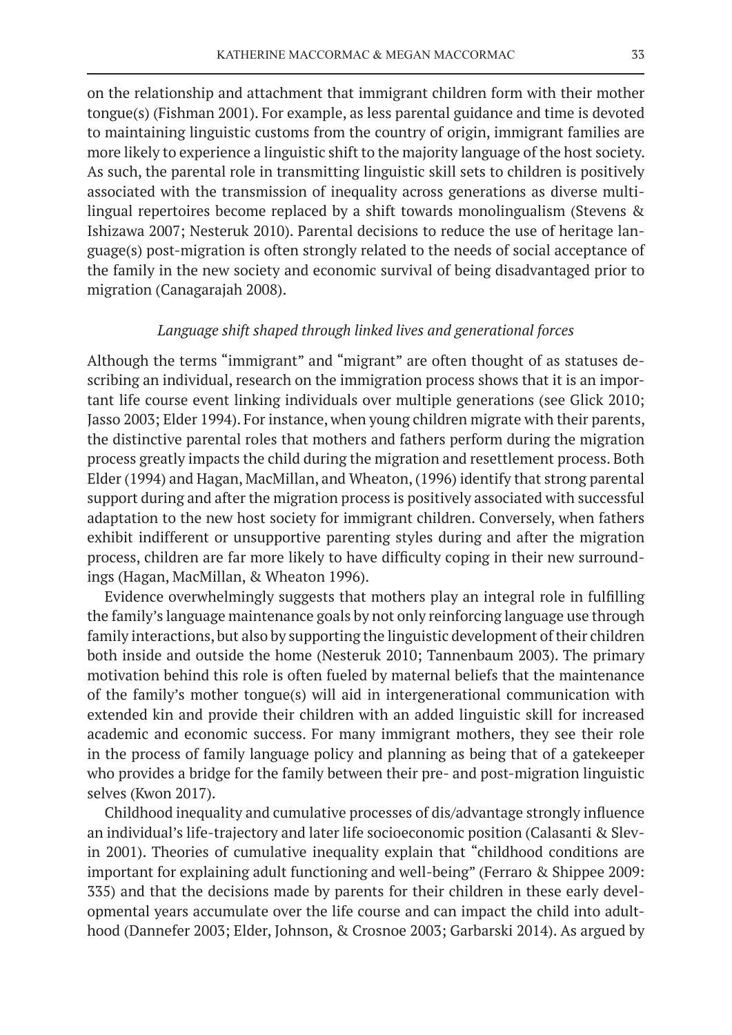on the relationship and attachment that immigrant children form with their mother tongue(s) (Fishman 2001). For example, as less parental guidance and time is devoted to maintaining linguistic customs from the country of origin, immigrant families are more likely to experience a linguistic shift to the majority language of the host society. As such, the parental role in transmitting linguistic skill sets to children is positively associated with the transmission of inequality across generations as diverse multilingual repertoires become replaced by a shift towards monolingualism (Stevens & Ishizawa 2007; Nesteruk 2010). Parental decisions to reduce the use of heritage language(s) post-migration is often strongly related to the needs of social acceptance of the family in the new society and economic survival of being disadvantaged prior to migration (Canagarajah 2008).

### *Language shift shaped through linked lives and generational forces*

Although the terms "immigrant" and "migrant" are often thought of as statuses describing an individual, research on the immigration process shows that it is an important life course event linking individuals over multiple generations (see Glick 2010; Jasso 2003; Elder 1994). For instance, when young children migrate with their parents, the distinctive parental roles that mothers and fathers perform during the migration process greatly impacts the child during the migration and resettlement process. Both Elder (1994) and Hagan, MacMillan, and Wheaton, (1996) identify that strong parental support during and after the migration process is positively associated with successful adaptation to the new host society for immigrant children. Conversely, when fathers exhibit indifferent or unsupportive parenting styles during and after the migration process, children are far more likely to have difficulty coping in their new surroundings (Hagan, MacMillan, & Wheaton 1996).

Evidence overwhelmingly suggests that mothers play an integral role in fulfilling the family's language maintenance goals by not only reinforcing language use through family interactions, but also by supporting the linguistic development of their children both inside and outside the home (Nesteruk 2010; Tannenbaum 2003). The primary motivation behind this role is often fueled by maternal beliefs that the maintenance of the family's mother tongue(s) will aid in intergenerational communication with extended kin and provide their children with an added linguistic skill for increased academic and economic success. For many immigrant mothers, they see their role in the process of family language policy and planning as being that of a gatekeeper who provides a bridge for the family between their pre- and post-migration linguistic selves (Kwon 2017).

Childhood inequality and cumulative processes of dis/advantage strongly influence an individual's life-trajectory and later life socioeconomic position (Calasanti & Slevin 2001). Theories of cumulative inequality explain that "childhood conditions are important for explaining adult functioning and well-being" (Ferraro & Shippee 2009: 335) and that the decisions made by parents for their children in these early developmental years accumulate over the life course and can impact the child into adulthood (Dannefer 2003; Elder, Johnson, & Crosnoe 2003; Garbarski 2014). As argued by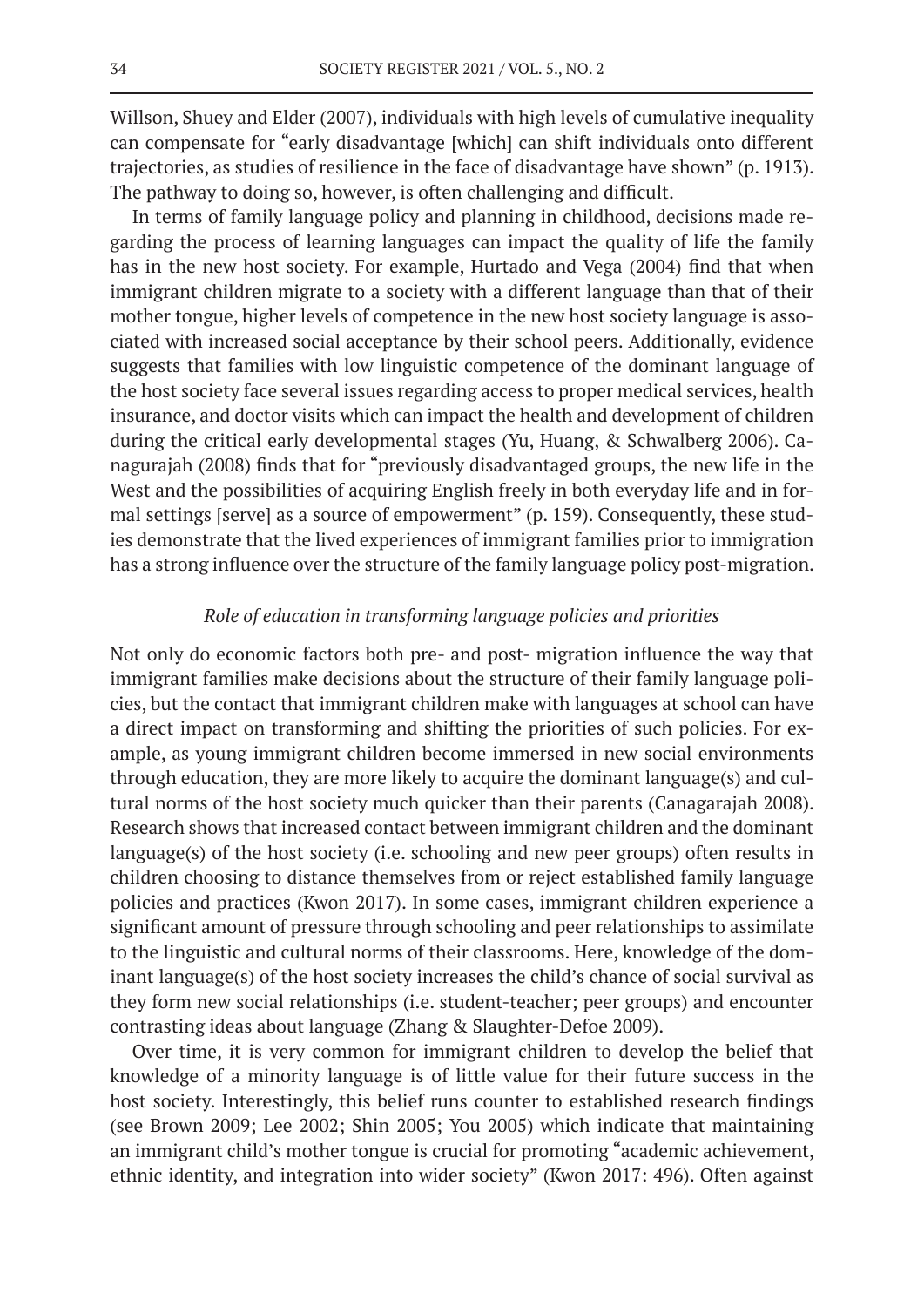Willson, Shuey and Elder (2007), individuals with high levels of cumulative inequality can compensate for "early disadvantage [which] can shift individuals onto different trajectories, as studies of resilience in the face of disadvantage have shown" (p. 1913). The pathway to doing so, however, is often challenging and difficult.

In terms of family language policy and planning in childhood, decisions made regarding the process of learning languages can impact the quality of life the family has in the new host society. For example, Hurtado and Vega (2004) find that when immigrant children migrate to a society with a different language than that of their mother tongue, higher levels of competence in the new host society language is associated with increased social acceptance by their school peers. Additionally, evidence suggests that families with low linguistic competence of the dominant language of the host society face several issues regarding access to proper medical services, health insurance, and doctor visits which can impact the health and development of children during the critical early developmental stages (Yu, Huang, & Schwalberg 2006). Canagurajah (2008) finds that for "previously disadvantaged groups, the new life in the West and the possibilities of acquiring English freely in both everyday life and in formal settings [serve] as a source of empowerment" (p. 159). Consequently, these studies demonstrate that the lived experiences of immigrant families prior to immigration has a strong influence over the structure of the family language policy post-migration.

### *Role of education in transforming language policies and priorities*

Not only do economic factors both pre- and post- migration influence the way that immigrant families make decisions about the structure of their family language policies, but the contact that immigrant children make with languages at school can have a direct impact on transforming and shifting the priorities of such policies. For example, as young immigrant children become immersed in new social environments through education, they are more likely to acquire the dominant language(s) and cultural norms of the host society much quicker than their parents (Canagarajah 2008). Research shows that increased contact between immigrant children and the dominant language(s) of the host society (i.e. schooling and new peer groups) often results in children choosing to distance themselves from or reject established family language policies and practices (Kwon 2017). In some cases, immigrant children experience a significant amount of pressure through schooling and peer relationships to assimilate to the linguistic and cultural norms of their classrooms. Here, knowledge of the dominant language(s) of the host society increases the child's chance of social survival as they form new social relationships (i.e. student-teacher; peer groups) and encounter contrasting ideas about language (Zhang & Slaughter-Defoe 2009).

Over time, it is very common for immigrant children to develop the belief that knowledge of a minority language is of little value for their future success in the host society. Interestingly, this belief runs counter to established research findings (see Brown 2009; Lee 2002; Shin 2005; You 2005) which indicate that maintaining an immigrant child's mother tongue is crucial for promoting "academic achievement, ethnic identity, and integration into wider society" (Kwon 2017: 496). Often against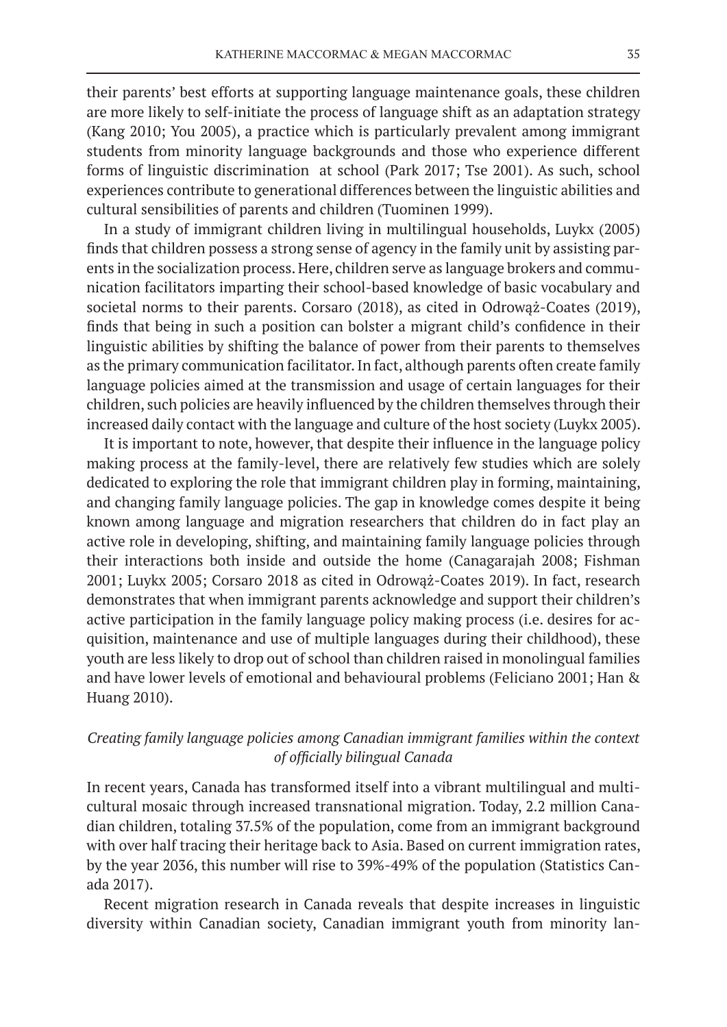their parents' best efforts at supporting language maintenance goals, these children are more likely to self-initiate the process of language shift as an adaptation strategy (Kang 2010; You 2005), a practice which is particularly prevalent among immigrant students from minority language backgrounds and those who experience different forms of linguistic discrimination at school (Park 2017; Tse 2001). As such, school experiences contribute to generational differences between the linguistic abilities and cultural sensibilities of parents and children (Tuominen 1999).

In a study of immigrant children living in multilingual households, Luykx (2005) finds that children possess a strong sense of agency in the family unit by assisting parents in the socialization process. Here, children serve as language brokers and communication facilitators imparting their school-based knowledge of basic vocabulary and societal norms to their parents. Corsaro (2018), as cited in Odrowąż-Coates (2019), finds that being in such a position can bolster a migrant child's confidence in their linguistic abilities by shifting the balance of power from their parents to themselves as the primary communication facilitator. In fact, although parents often create family language policies aimed at the transmission and usage of certain languages for their children, such policies are heavily influenced by the children themselves through their increased daily contact with the language and culture of the host society (Luykx 2005).

It is important to note, however, that despite their influence in the language policy making process at the family-level, there are relatively few studies which are solely dedicated to exploring the role that immigrant children play in forming, maintaining, and changing family language policies. The gap in knowledge comes despite it being known among language and migration researchers that children do in fact play an active role in developing, shifting, and maintaining family language policies through their interactions both inside and outside the home (Canagarajah 2008; Fishman 2001; Luykx 2005; Corsaro 2018 as cited in Odrowąż-Coates 2019). In fact, research demonstrates that when immigrant parents acknowledge and support their children's active participation in the family language policy making process (i.e. desires for acquisition, maintenance and use of multiple languages during their childhood), these youth are less likely to drop out of school than children raised in monolingual families and have lower levels of emotional and behavioural problems (Feliciano 2001; Han & Huang 2010).

### *Creating family language policies among Canadian immigrant families within the context of officially bilingual Canada*

In recent years, Canada has transformed itself into a vibrant multilingual and multicultural mosaic through increased transnational migration. Today, 2.2 million Canadian children, totaling 37.5% of the population, come from an immigrant background with over half tracing their heritage back to Asia. Based on current immigration rates, by the year 2036, this number will rise to 39%-49% of the population (Statistics Canada 2017).

Recent migration research in Canada reveals that despite increases in linguistic diversity within Canadian society, Canadian immigrant youth from minority lan-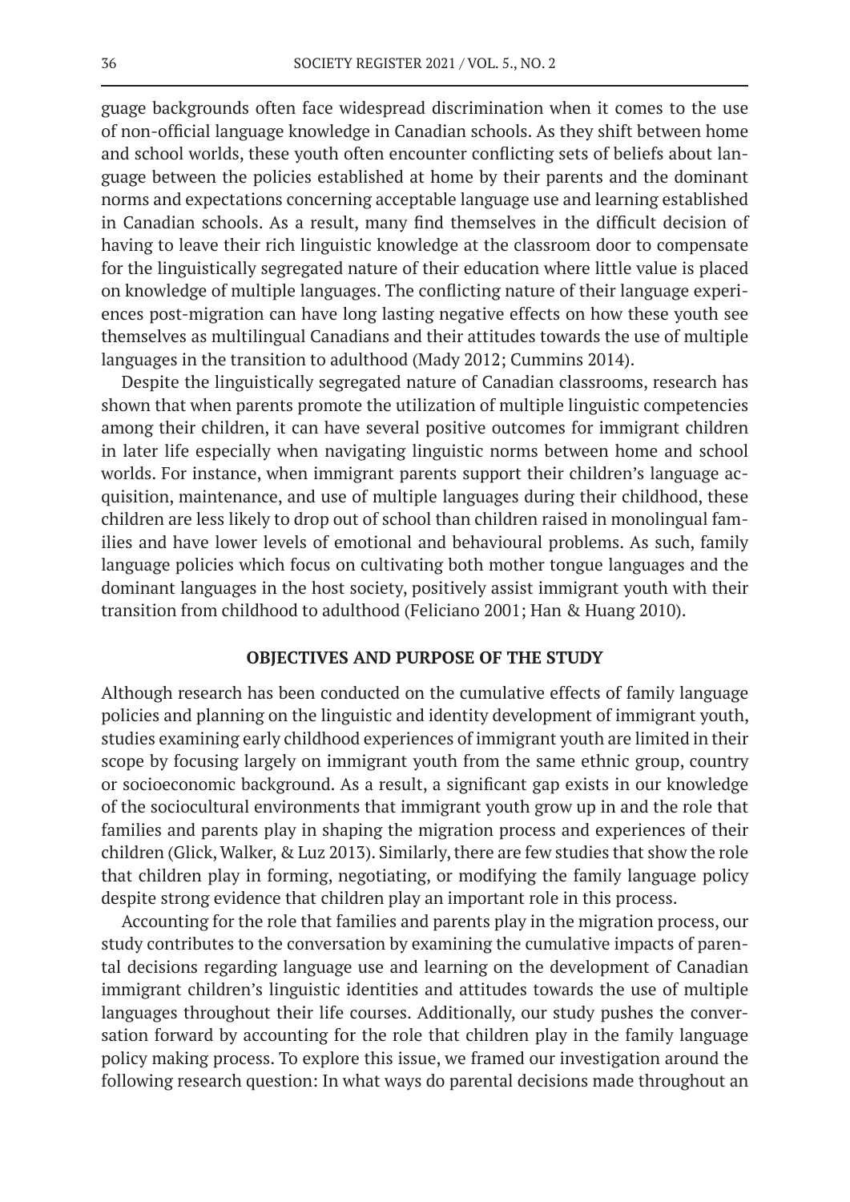guage backgrounds often face widespread discrimination when it comes to the use of non-official language knowledge in Canadian schools. As they shift between home and school worlds, these youth often encounter conflicting sets of beliefs about language between the policies established at home by their parents and the dominant norms and expectations concerning acceptable language use and learning established in Canadian schools. As a result, many find themselves in the difficult decision of having to leave their rich linguistic knowledge at the classroom door to compensate for the linguistically segregated nature of their education where little value is placed on knowledge of multiple languages. The conflicting nature of their language experiences post-migration can have long lasting negative effects on how these youth see themselves as multilingual Canadians and their attitudes towards the use of multiple languages in the transition to adulthood (Mady 2012; Cummins 2014).

Despite the linguistically segregated nature of Canadian classrooms, research has shown that when parents promote the utilization of multiple linguistic competencies among their children, it can have several positive outcomes for immigrant children in later life especially when navigating linguistic norms between home and school worlds. For instance, when immigrant parents support their children's language acquisition, maintenance, and use of multiple languages during their childhood, these children are less likely to drop out of school than children raised in monolingual families and have lower levels of emotional and behavioural problems. As such, family language policies which focus on cultivating both mother tongue languages and the dominant languages in the host society, positively assist immigrant youth with their transition from childhood to adulthood (Feliciano 2001; Han & Huang 2010).

## OBJECTIVES AND PURPOSE OF THE STUDY

Although research has been conducted on the cumulative effects of family language policies and planning on the linguistic and identity development of immigrant youth, studies examining early childhood experiences of immigrant youth are limited in their scope by focusing largely on immigrant youth from the same ethnic group, country or socioeconomic background. As a result, a significant gap exists in our knowledge of the sociocultural environments that immigrant youth grow up in and the role that families and parents play in shaping the migration process and experiences of their children (Glick, Walker, & Luz 2013). Similarly, there are few studies that show the role that children play in forming, negotiating, or modifying the family language policy despite strong evidence that children play an important role in this process.

Accounting for the role that families and parents play in the migration process, our study contributes to the conversation by examining the cumulative impacts of parental decisions regarding language use and learning on the development of Canadian immigrant children's linguistic identities and attitudes towards the use of multiple languages throughout their life courses. Additionally, our study pushes the conversation forward by accounting for the role that children play in the family language policy making process. To explore this issue, we framed our investigation around the following research question: In what ways do parental decisions made throughout an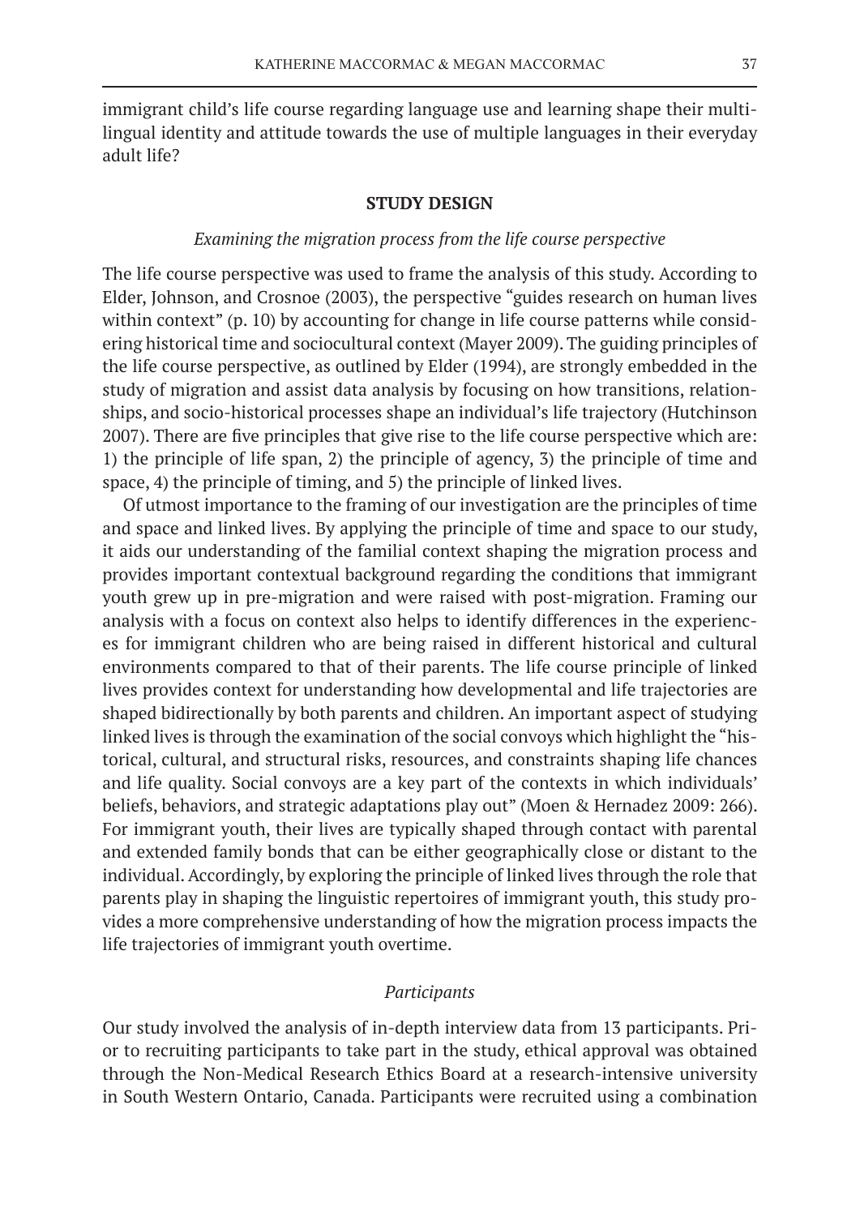immigrant child's life course regarding language use and learning shape their multilingual identity and attitude towards the use of multiple languages in their everyday adult life?

## STUDY DESIGN

### *Examining the migration process from the life course perspective*

The life course perspective was used to frame the analysis of this study. According to Elder, Johnson, and Crosnoe (2003), the perspective "guides research on human lives within context" (p. 10) by accounting for change in life course patterns while considering historical time and sociocultural context (Mayer 2009). The guiding principles of the life course perspective, as outlined by Elder (1994), are strongly embedded in the study of migration and assist data analysis by focusing on how transitions, relationships, and socio-historical processes shape an individual's life trajectory (Hutchinson 2007). There are five principles that give rise to the life course perspective which are: 1) the principle of life span, 2) the principle of agency, 3) the principle of time and space, 4) the principle of timing, and 5) the principle of linked lives.

Of utmost importance to the framing of our investigation are the principles of time and space and linked lives. By applying the principle of time and space to our study, it aids our understanding of the familial context shaping the migration process and provides important contextual background regarding the conditions that immigrant youth grew up in pre-migration and were raised with post-migration. Framing our analysis with a focus on context also helps to identify differences in the experiences for immigrant children who are being raised in different historical and cultural environments compared to that of their parents. The life course principle of linked lives provides context for understanding how developmental and life trajectories are shaped bidirectionally by both parents and children. An important aspect of studying linked lives is through the examination of the social convoys which highlight the "historical, cultural, and structural risks, resources, and constraints shaping life chances and life quality. Social convoys are a key part of the contexts in which individuals' beliefs, behaviors, and strategic adaptations play out" (Moen & Hernadez 2009: 266). For immigrant youth, their lives are typically shaped through contact with parental and extended family bonds that can be either geographically close or distant to the individual. Accordingly, by exploring the principle of linked lives through the role that parents play in shaping the linguistic repertoires of immigrant youth, this study provides a more comprehensive understanding of how the migration process impacts the life trajectories of immigrant youth overtime.

### *Participants*

Our study involved the analysis of in-depth interview data from 13 participants. Prior to recruiting participants to take part in the study, ethical approval was obtained through the Non-Medical Research Ethics Board at a research-intensive university in South Western Ontario, Canada. Participants were recruited using a combination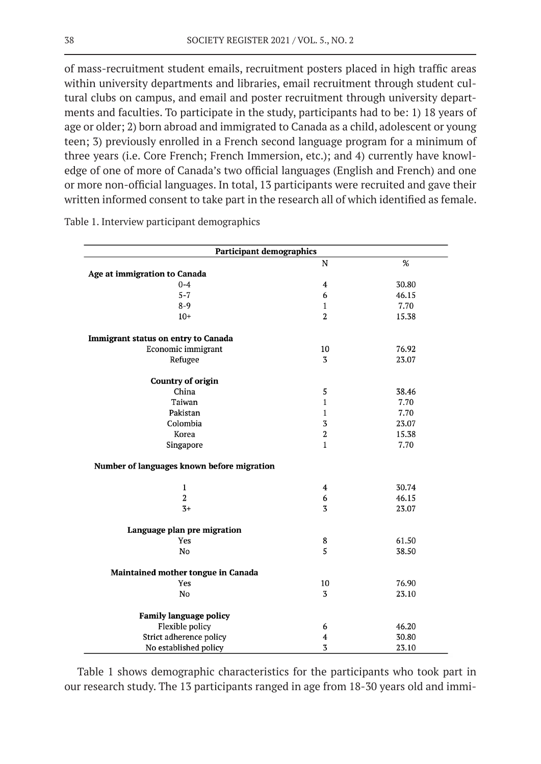of mass-recruitment student emails, recruitment posters placed in high traffic areas within university departments and libraries, email recruitment through student cultural clubs on campus, and email and poster recruitment through university departments and faculties. To participate in the study, participants had to be: 1) 18 years of age or older; 2) born abroad and immigrated to Canada as a child, adolescent or young teen; 3) previously enrolled in a French second language program for a minimum of three years (i.e. Core French; French Immersion, etc.); and 4) currently have knowledge of one of more of Canada's two official languages (English and French) and one or more non-official languages. In total, 13 participants were recruited and gave their written informed consent to take part in the research all of which identified as female.

Table 1. Interview participant demographics

| Participant demographics | | |
|---|---|---|
| | N | % |
| **Age at immigration to Canada** | | |
| 0-4 | 4 | 30.80 |
| 5-7 | 6 | 46.15 |
| 8-9 | 1 | 7.70 |
| 10+ | 2 | 15.38 |
| **Immigrant status on entry to Canada** | | |
| Economic immigrant | 10 | 76.92 |
| Refugee | 3 | 23.07 |
| **Country of origin** | | |
| China | 5 | 38.46 |
| Taiwan | 1 | 7.70 |
| Pakistan | 1 | 7.70 |
| Colombia | 3 | 23.07 |
| Korea | 2 | 15.38 |
| Singapore | 1 | 7.70 |
| **Number of languages known before migration** | | |
| 1 | 4 | 30.74 |
| 2 | 6 | 46.15 |
| 3+ | 3 | 23.07 |
| **Language plan pre migration** | | |
| Yes | 8 | 61.50 |
| No | 5 | 38.50 |
| **Maintained mother tongue in Canada** | | |
| Yes | 10 | 76.90 |
| No | 3 | 23.10 |
| **Family language policy** | | |
| Flexible policy | 6 | 46.20 |
| Strict adherence policy | 4 | 30.80 |
| No established policy | 3 | 23.10 |

Table 1 shows demographic characteristics for the participants who took part in our research study. The 13 participants ranged in age from 18-30 years old and immi-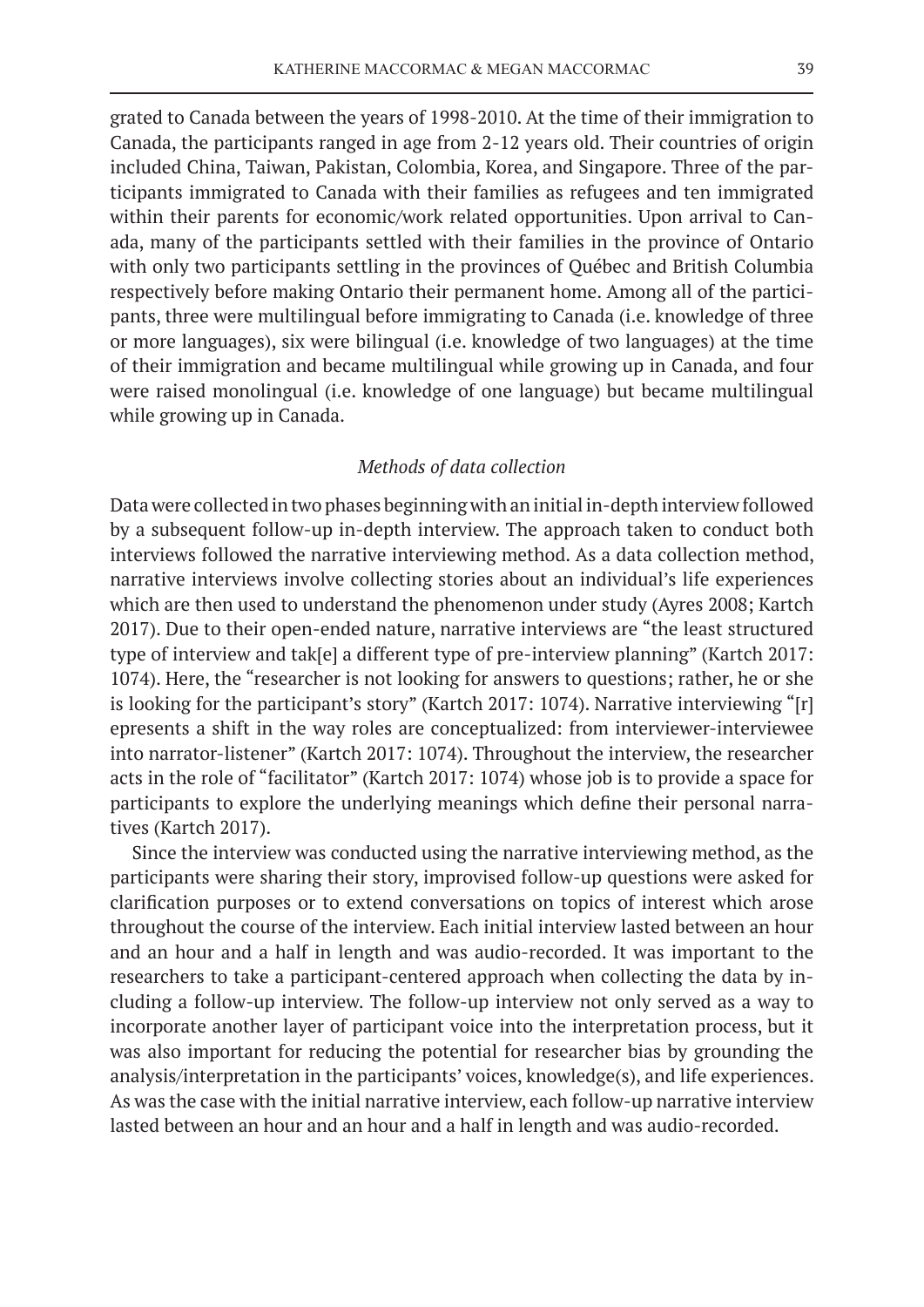grated to Canada between the years of 1998-2010. At the time of their immigration to Canada, the participants ranged in age from 2-12 years old. Their countries of origin included China, Taiwan, Pakistan, Colombia, Korea, and Singapore. Three of the participants immigrated to Canada with their families as refugees and ten immigrated within their parents for economic/work related opportunities. Upon arrival to Canada, many of the participants settled with their families in the province of Ontario with only two participants settling in the provinces of Québec and British Columbia respectively before making Ontario their permanent home. Among all of the participants, three were multilingual before immigrating to Canada (i.e. knowledge of three or more languages), six were bilingual (i.e. knowledge of two languages) at the time of their immigration and became multilingual while growing up in Canada, and four were raised monolingual (i.e. knowledge of one language) but became multilingual while growing up in Canada.

### *Methods of data collection*

Data were collected in two phases beginning with an initial in-depth interview followed by a subsequent follow-up in-depth interview. The approach taken to conduct both interviews followed the narrative interviewing method. As a data collection method, narrative interviews involve collecting stories about an individual's life experiences which are then used to understand the phenomenon under study (Ayres 2008; Kartch 2017). Due to their open-ended nature, narrative interviews are "the least structured type of interview and tak[e] a different type of pre-interview planning" (Kartch 2017: 1074). Here, the "researcher is not looking for answers to questions; rather, he or she is looking for the participant's story" (Kartch 2017: 1074). Narrative interviewing "[r]epresents a shift in the way roles are conceptualized: from interviewer-interviewee into narrator-listener" (Kartch 2017: 1074). Throughout the interview, the researcher acts in the role of "facilitator" (Kartch 2017: 1074) whose job is to provide a space for participants to explore the underlying meanings which define their personal narratives (Kartch 2017).

Since the interview was conducted using the narrative interviewing method, as the participants were sharing their story, improvised follow-up questions were asked for clarification purposes or to extend conversations on topics of interest which arose throughout the course of the interview. Each initial interview lasted between an hour and an hour and a half in length and was audio-recorded. It was important to the researchers to take a participant-centered approach when collecting the data by including a follow-up interview. The follow-up interview not only served as a way to incorporate another layer of participant voice into the interpretation process, but it was also important for reducing the potential for researcher bias by grounding the analysis/interpretation in the participants' voices, knowledge(s), and life experiences. As was the case with the initial narrative interview, each follow-up narrative interview lasted between an hour and an hour and a half in length and was audio-recorded.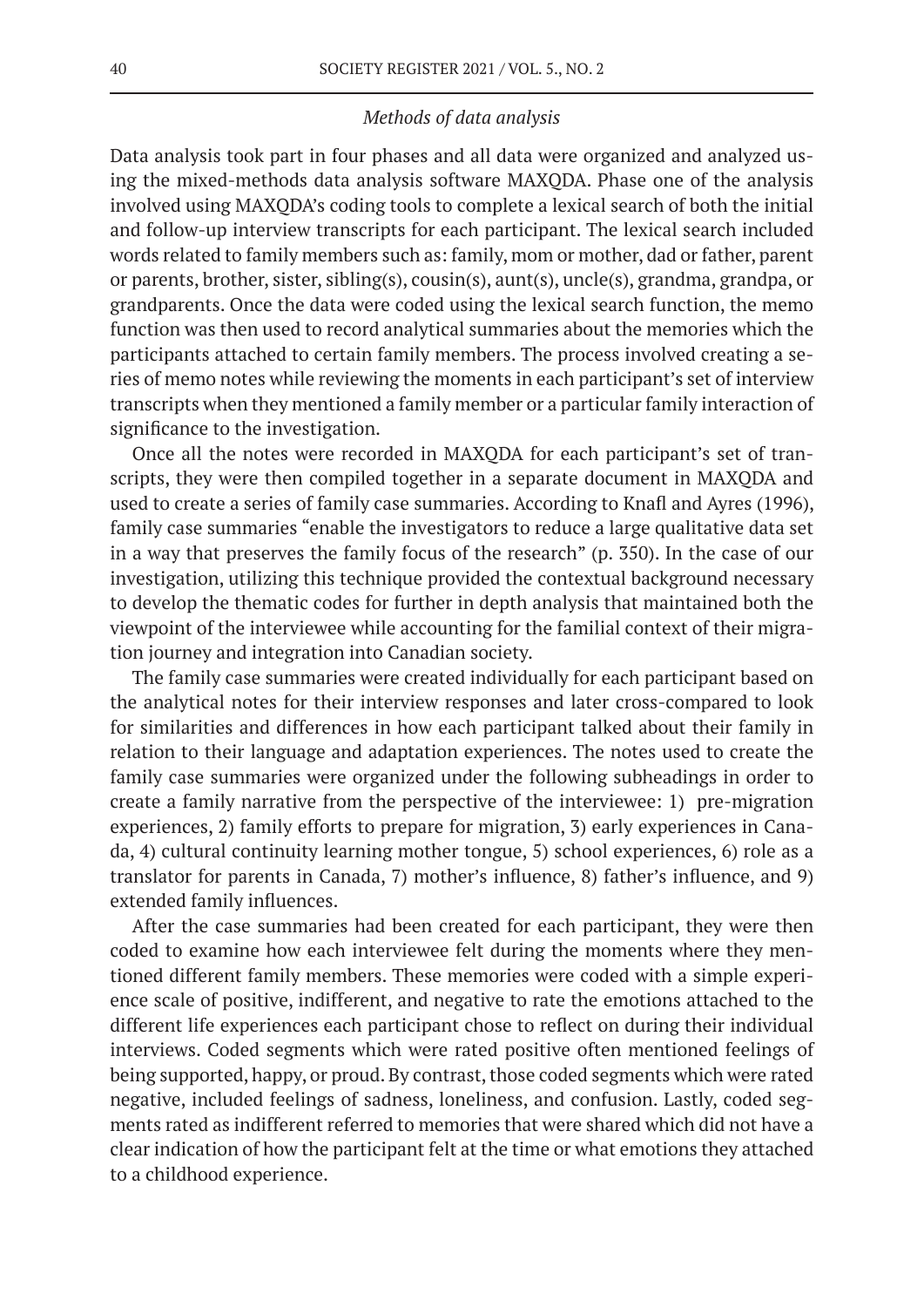### *Methods of data analysis*

Data analysis took part in four phases and all data were organized and analyzed using the mixed-methods data analysis software MAXQDA. Phase one of the analysis involved using MAXQDA's coding tools to complete a lexical search of both the initial and follow-up interview transcripts for each participant. The lexical search included words related to family members such as: family, mom or mother, dad or father, parent or parents, brother, sister, sibling(s), cousin(s), aunt(s), uncle(s), grandma, grandpa, or grandparents. Once the data were coded using the lexical search function, the memo function was then used to record analytical summaries about the memories which the participants attached to certain family members. The process involved creating a series of memo notes while reviewing the moments in each participant's set of interview transcripts when they mentioned a family member or a particular family interaction of significance to the investigation.

Once all the notes were recorded in MAXQDA for each participant's set of transcripts, they were then compiled together in a separate document in MAXQDA and used to create a series of family case summaries. According to Knafl and Ayres (1996), family case summaries "enable the investigators to reduce a large qualitative data set in a way that preserves the family focus of the research" (p. 350). In the case of our investigation, utilizing this technique provided the contextual background necessary to develop the thematic codes for further in depth analysis that maintained both the viewpoint of the interviewee while accounting for the familial context of their migration journey and integration into Canadian society.

The family case summaries were created individually for each participant based on the analytical notes for their interview responses and later cross-compared to look for similarities and differences in how each participant talked about their family in relation to their language and adaptation experiences. The notes used to create the family case summaries were organized under the following subheadings in order to create a family narrative from the perspective of the interviewee: 1) pre-migration experiences, 2) family efforts to prepare for migration, 3) early experiences in Canada, 4) cultural continuity learning mother tongue, 5) school experiences, 6) role as a translator for parents in Canada, 7) mother's influence, 8) father's influence, and 9) extended family influences.

After the case summaries had been created for each participant, they were then coded to examine how each interviewee felt during the moments where they mentioned different family members. These memories were coded with a simple experience scale of positive, indifferent, and negative to rate the emotions attached to the different life experiences each participant chose to reflect on during their individual interviews. Coded segments which were rated positive often mentioned feelings of being supported, happy, or proud. By contrast, those coded segments which were rated negative, included feelings of sadness, loneliness, and confusion. Lastly, coded segments rated as indifferent referred to memories that were shared which did not have a clear indication of how the participant felt at the time or what emotions they attached to a childhood experience.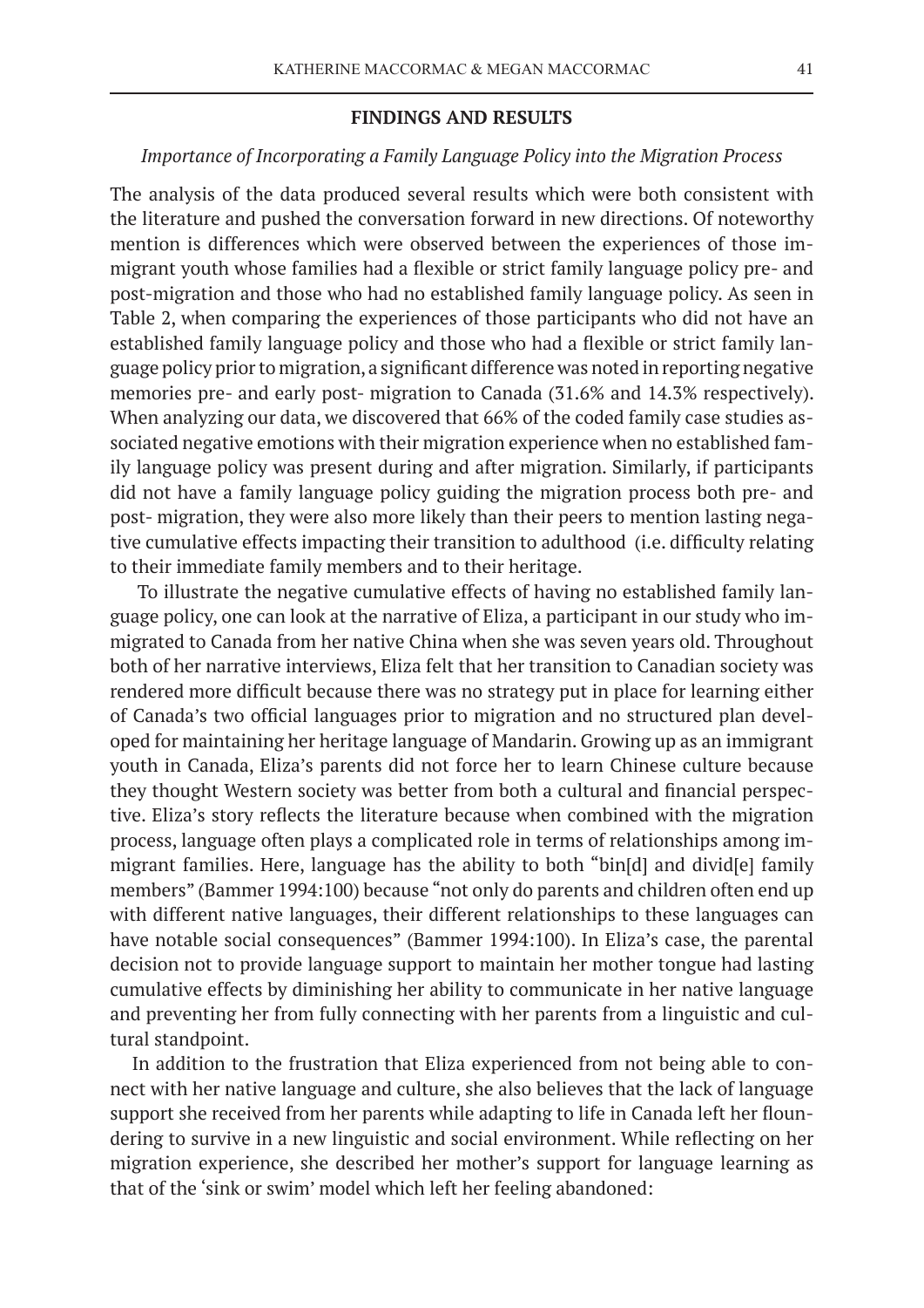## FINDINGS AND RESULTS

*Importance of Incorporating a Family Language Policy into the Migration Process*

The analysis of the data produced several results which were both consistent with the literature and pushed the conversation forward in new directions. Of noteworthy mention is differences which were observed between the experiences of those immigrant youth whose families had a flexible or strict family language policy pre- and post-migration and those who had no established family language policy. As seen in Table 2, when comparing the experiences of those participants who did not have an established family language policy and those who had a flexible or strict family language policy prior to migration, a significant difference was noted in reporting negative memories pre- and early post- migration to Canada (31.6% and 14.3% respectively). When analyzing our data, we discovered that 66% of the coded family case studies associated negative emotions with their migration experience when no established family language policy was present during and after migration. Similarly, if participants did not have a family language policy guiding the migration process both pre- and post- migration, they were also more likely than their peers to mention lasting negative cumulative effects impacting their transition to adulthood (i.e. difficulty relating to their immediate family members and to their heritage.

To illustrate the negative cumulative effects of having no established family language policy, one can look at the narrative of Eliza, a participant in our study who immigrated to Canada from her native China when she was seven years old. Throughout both of her narrative interviews, Eliza felt that her transition to Canadian society was rendered more difficult because there was no strategy put in place for learning either of Canada's two official languages prior to migration and no structured plan developed for maintaining her heritage language of Mandarin. Growing up as an immigrant youth in Canada, Eliza's parents did not force her to learn Chinese culture because they thought Western society was better from both a cultural and financial perspective. Eliza's story reflects the literature because when combined with the migration process, language often plays a complicated role in terms of relationships among immigrant families. Here, language has the ability to both "bin[d] and divid[e] family members" (Bammer 1994:100) because "not only do parents and children often end up with different native languages, their different relationships to these languages can have notable social consequences" (Bammer 1994:100). In Eliza's case, the parental decision not to provide language support to maintain her mother tongue had lasting cumulative effects by diminishing her ability to communicate in her native language and preventing her from fully connecting with her parents from a linguistic and cultural standpoint.

In addition to the frustration that Eliza experienced from not being able to connect with her native language and culture, she also believes that the lack of language support she received from her parents while adapting to life in Canada left her floundering to survive in a new linguistic and social environment. While reflecting on her migration experience, she described her mother's support for language learning as that of the 'sink or swim' model which left her feeling abandoned: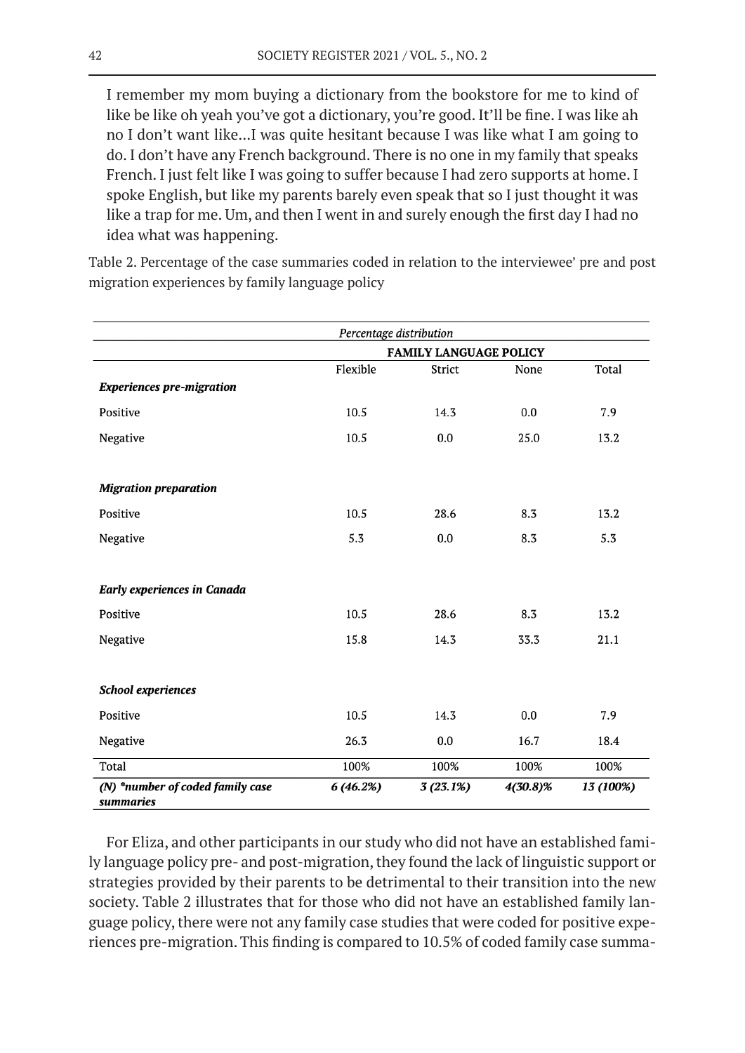> I remember my mom buying a dictionary from the bookstore for me to kind of like be like oh yeah you've got a dictionary, you're good. It'll be fine. I was like ah no I don't want like…I was quite hesitant because I was like what I am going to do. I don't have any French background. There is no one in my family that speaks French. I just felt like I was going to suffer because I had zero supports at home. I spoke English, but like my parents barely even speak that so I just thought it was like a trap for me. Um, and then I went in and surely enough the first day I had no idea what was happening.

Table 2. Percentage of the case summaries coded in relation to the interviewee' pre and post migration experiences by family language policy

| *Percentage distribution* | | | | |
|---|---|---|---|---|
| | **FAMILY LANGUAGE POLICY** | | | |
| | Flexible | Strict | None | Total |
| ***Experiences pre-migration*** | | | | |
| Positive | 10.5 | 14.3 | 0.0 | 7.9 |
| Negative | 10.5 | 0.0 | 25.0 | 13.2 |
| ***Migration preparation*** | | | | |
| Positive | 10.5 | 28.6 | 8.3 | 13.2 |
| Negative | 5.3 | 0.0 | 8.3 | 5.3 |
| ***Early experiences in Canada*** | | | | |
| Positive | 10.5 | 28.6 | 8.3 | 13.2 |
| Negative | 15.8 | 14.3 | 33.3 | 21.1 |
| ***School experiences*** | | | | |
| Positive | 10.5 | 14.3 | 0.0 | 7.9 |
| Negative | 26.3 | 0.0 | 16.7 | 18.4 |
| Total | 100% | 100% | 100% | 100% |
| ***(N) *number of coded family case summaries*** | *6 (46.2%)* | *3 (23.1%)* | *4(30.8)%* | *13 (100%)* |

For Eliza, and other participants in our study who did not have an established family language policy pre- and post-migration, they found the lack of linguistic support or strategies provided by their parents to be detrimental to their transition into the new society. Table 2 illustrates that for those who did not have an established family language policy, there were not any family case studies that were coded for positive experiences pre-migration. This finding is compared to 10.5% of coded family case summa-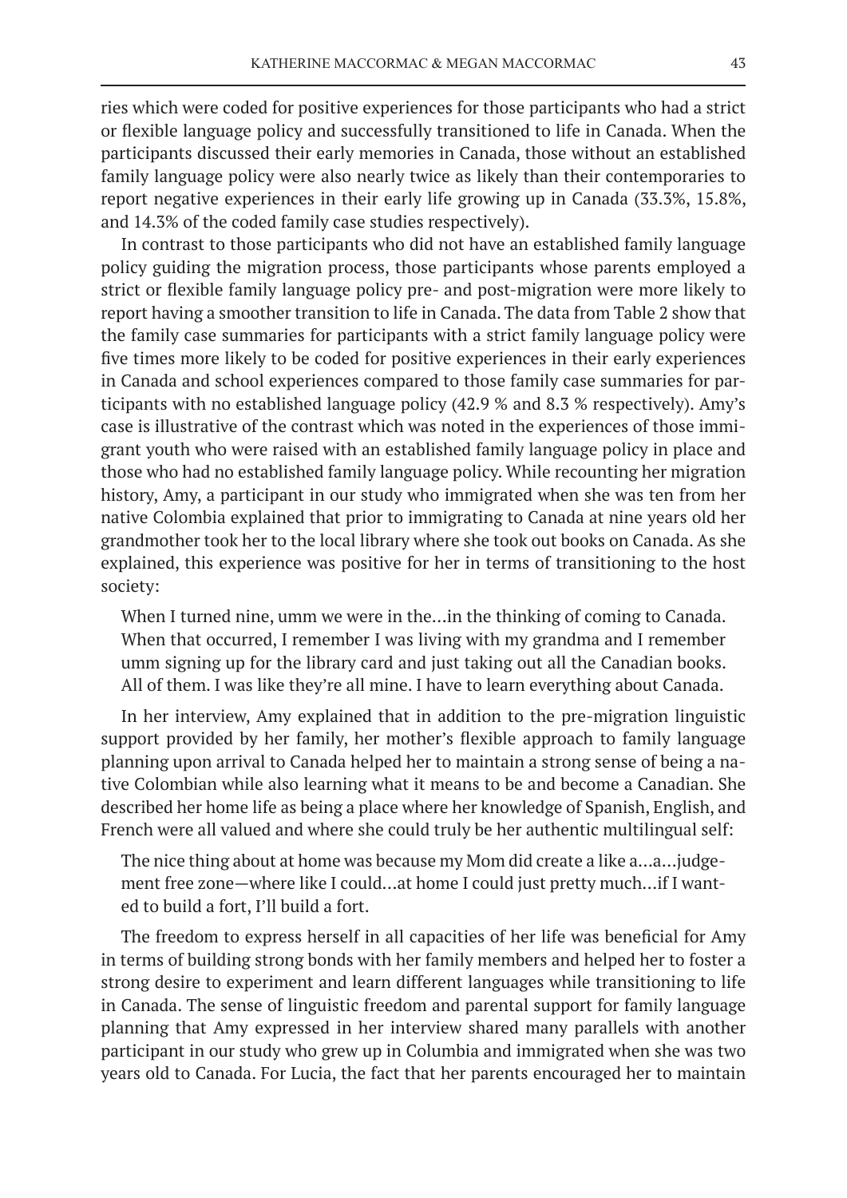ries which were coded for positive experiences for those participants who had a strict or flexible language policy and successfully transitioned to life in Canada. When the participants discussed their early memories in Canada, those without an established family language policy were also nearly twice as likely than their contemporaries to report negative experiences in their early life growing up in Canada (33.3%, 15.8%, and 14.3% of the coded family case studies respectively).

In contrast to those participants who did not have an established family language policy guiding the migration process, those participants whose parents employed a strict or flexible family language policy pre- and post-migration were more likely to report having a smoother transition to life in Canada. The data from Table 2 show that the family case summaries for participants with a strict family language policy were five times more likely to be coded for positive experiences in their early experiences in Canada and school experiences compared to those family case summaries for participants with no established language policy (42.9 % and 8.3 % respectively). Amy's case is illustrative of the contrast which was noted in the experiences of those immigrant youth who were raised with an established family language policy in place and those who had no established family language policy. While recounting her migration history, Amy, a participant in our study who immigrated when she was ten from her native Colombia explained that prior to immigrating to Canada at nine years old her grandmother took her to the local library where she took out books on Canada. As she explained, this experience was positive for her in terms of transitioning to the host society:

> When I turned nine, umm we were in the…in the thinking of coming to Canada. When that occurred, I remember I was living with my grandma and I remember umm signing up for the library card and just taking out all the Canadian books. All of them. I was like they're all mine. I have to learn everything about Canada.

In her interview, Amy explained that in addition to the pre-migration linguistic support provided by her family, her mother's flexible approach to family language planning upon arrival to Canada helped her to maintain a strong sense of being a native Colombian while also learning what it means to be and become a Canadian. She described her home life as being a place where her knowledge of Spanish, English, and French were all valued and where she could truly be her authentic multilingual self:

> The nice thing about at home was because my Mom did create a like a…a…judgement free zone—where like I could…at home I could just pretty much…if I wanted to build a fort, I'll build a fort.

The freedom to express herself in all capacities of her life was beneficial for Amy in terms of building strong bonds with her family members and helped her to foster a strong desire to experiment and learn different languages while transitioning to life in Canada. The sense of linguistic freedom and parental support for family language planning that Amy expressed in her interview shared many parallels with another participant in our study who grew up in Columbia and immigrated when she was two years old to Canada. For Lucia, the fact that her parents encouraged her to maintain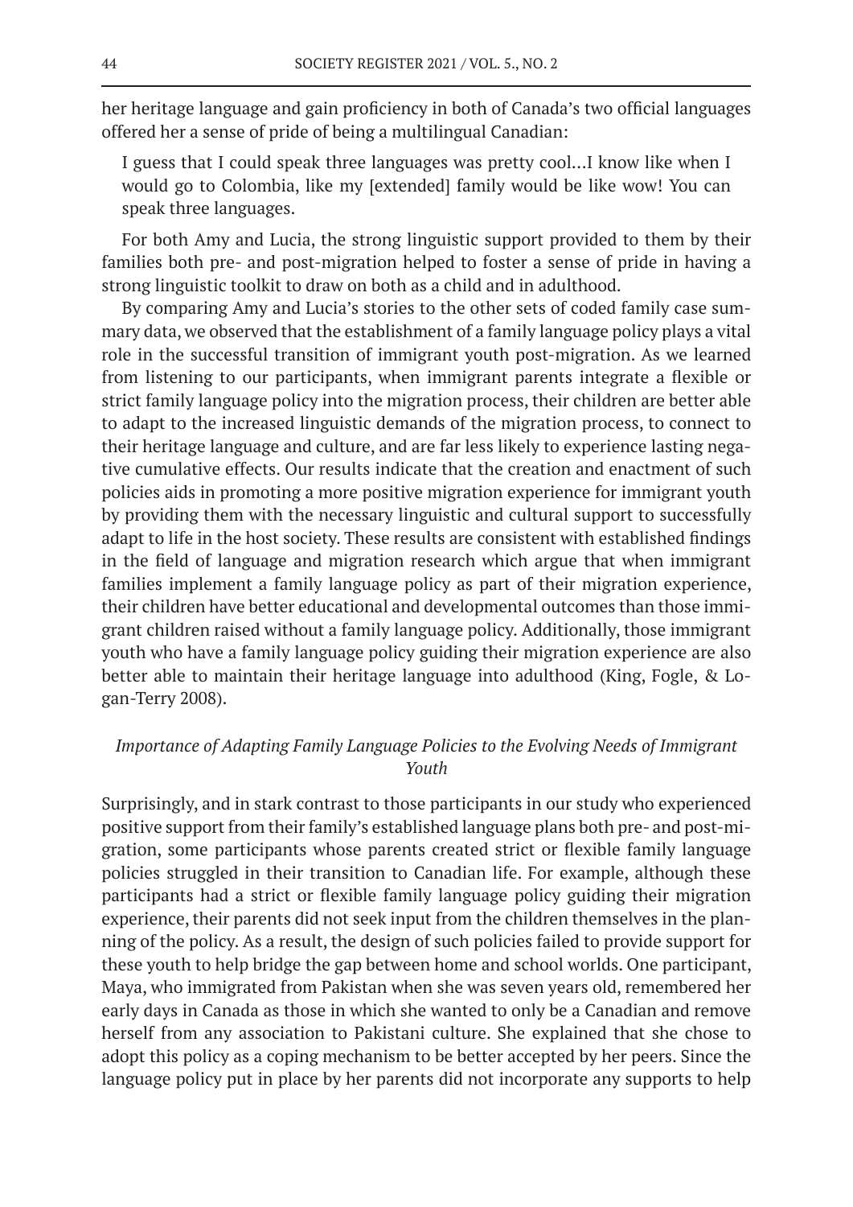her heritage language and gain proficiency in both of Canada's two official languages offered her a sense of pride of being a multilingual Canadian:

> I guess that I could speak three languages was pretty cool…I know like when I would go to Colombia, like my [extended] family would be like wow! You can speak three languages.

For both Amy and Lucia, the strong linguistic support provided to them by their families both pre- and post-migration helped to foster a sense of pride in having a strong linguistic toolkit to draw on both as a child and in adulthood.

By comparing Amy and Lucia's stories to the other sets of coded family case summary data, we observed that the establishment of a family language policy plays a vital role in the successful transition of immigrant youth post-migration. As we learned from listening to our participants, when immigrant parents integrate a flexible or strict family language policy into the migration process, their children are better able to adapt to the increased linguistic demands of the migration process, to connect to their heritage language and culture, and are far less likely to experience lasting negative cumulative effects. Our results indicate that the creation and enactment of such policies aids in promoting a more positive migration experience for immigrant youth by providing them with the necessary linguistic and cultural support to successfully adapt to life in the host society. These results are consistent with established findings in the field of language and migration research which argue that when immigrant families implement a family language policy as part of their migration experience, their children have better educational and developmental outcomes than those immigrant children raised without a family language policy. Additionally, those immigrant youth who have a family language policy guiding their migration experience are also better able to maintain their heritage language into adulthood (King, Fogle, & Logan-Terry 2008).

### *Importance of Adapting Family Language Policies to the Evolving Needs of Immigrant Youth*

Surprisingly, and in stark contrast to those participants in our study who experienced positive support from their family's established language plans both pre- and post-migration, some participants whose parents created strict or flexible family language policies struggled in their transition to Canadian life. For example, although these participants had a strict or flexible family language policy guiding their migration experience, their parents did not seek input from the children themselves in the planning of the policy. As a result, the design of such policies failed to provide support for these youth to help bridge the gap between home and school worlds. One participant, Maya, who immigrated from Pakistan when she was seven years old, remembered her early days in Canada as those in which she wanted to only be a Canadian and remove herself from any association to Pakistani culture. She explained that she chose to adopt this policy as a coping mechanism to be better accepted by her peers. Since the language policy put in place by her parents did not incorporate any supports to help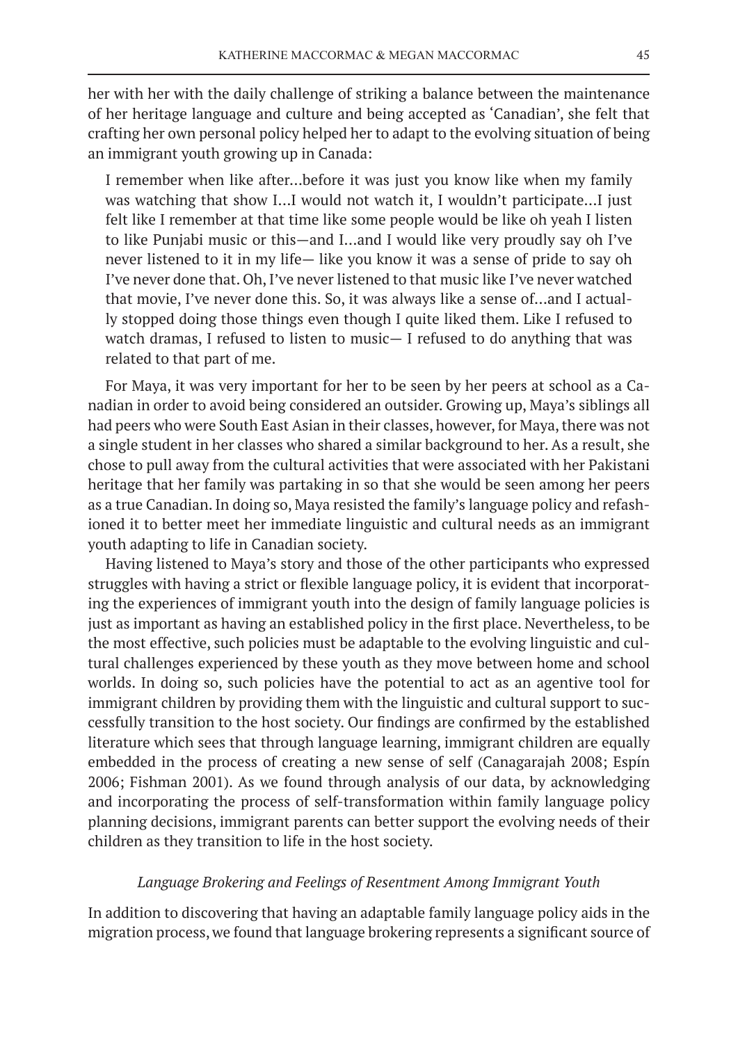her with her with the daily challenge of striking a balance between the maintenance of her heritage language and culture and being accepted as 'Canadian', she felt that crafting her own personal policy helped her to adapt to the evolving situation of being an immigrant youth growing up in Canada:

> I remember when like after…before it was just you know like when my family was watching that show I…I would not watch it, I wouldn't participate…I just felt like I remember at that time like some people would be like oh yeah I listen to like Punjabi music or this—and I…and I would like very proudly say oh I've never listened to it in my life— like you know it was a sense of pride to say oh I've never done that. Oh, I've never listened to that music like I've never watched that movie, I've never done this. So, it was always like a sense of…and I actually stopped doing those things even though I quite liked them. Like I refused to watch dramas, I refused to listen to music— I refused to do anything that was related to that part of me.

For Maya, it was very important for her to be seen by her peers at school as a Canadian in order to avoid being considered an outsider. Growing up, Maya's siblings all had peers who were South East Asian in their classes, however, for Maya, there was not a single student in her classes who shared a similar background to her. As a result, she chose to pull away from the cultural activities that were associated with her Pakistani heritage that her family was partaking in so that she would be seen among her peers as a true Canadian. In doing so, Maya resisted the family's language policy and refashioned it to better meet her immediate linguistic and cultural needs as an immigrant youth adapting to life in Canadian society.

Having listened to Maya's story and those of the other participants who expressed struggles with having a strict or flexible language policy, it is evident that incorporating the experiences of immigrant youth into the design of family language policies is just as important as having an established policy in the first place. Nevertheless, to be the most effective, such policies must be adaptable to the evolving linguistic and cultural challenges experienced by these youth as they move between home and school worlds. In doing so, such policies have the potential to act as an agentive tool for immigrant children by providing them with the linguistic and cultural support to successfully transition to the host society. Our findings are confirmed by the established literature which sees that through language learning, immigrant children are equally embedded in the process of creating a new sense of self (Canagarajah 2008; Espín 2006; Fishman 2001). As we found through analysis of our data, by acknowledging and incorporating the process of self-transformation within family language policy planning decisions, immigrant parents can better support the evolving needs of their children as they transition to life in the host society.

### *Language Brokering and Feelings of Resentment Among Immigrant Youth*

In addition to discovering that having an adaptable family language policy aids in the migration process, we found that language brokering represents a significant source of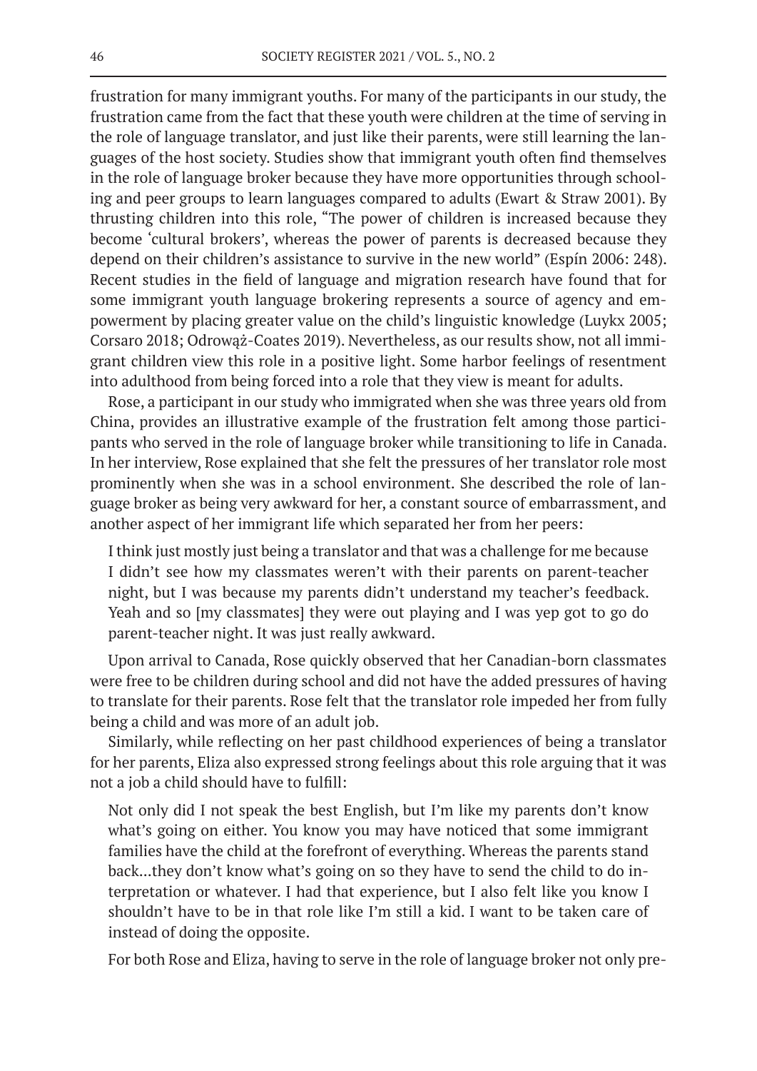frustration for many immigrant youths. For many of the participants in our study, the frustration came from the fact that these youth were children at the time of serving in the role of language translator, and just like their parents, were still learning the languages of the host society. Studies show that immigrant youth often find themselves in the role of language broker because they have more opportunities through schooling and peer groups to learn languages compared to adults (Ewart & Straw 2001). By thrusting children into this role, "The power of children is increased because they become 'cultural brokers', whereas the power of parents is decreased because they depend on their children's assistance to survive in the new world" (Espín 2006: 248). Recent studies in the field of language and migration research have found that for some immigrant youth language brokering represents a source of agency and empowerment by placing greater value on the child's linguistic knowledge (Luykx 2005; Corsaro 2018; Odrowąż-Coates 2019). Nevertheless, as our results show, not all immigrant children view this role in a positive light. Some harbor feelings of resentment into adulthood from being forced into a role that they view is meant for adults.

Rose, a participant in our study who immigrated when she was three years old from China, provides an illustrative example of the frustration felt among those participants who served in the role of language broker while transitioning to life in Canada. In her interview, Rose explained that she felt the pressures of her translator role most prominently when she was in a school environment. She described the role of language broker as being very awkward for her, a constant source of embarrassment, and another aspect of her immigrant life which separated her from her peers:

> I think just mostly just being a translator and that was a challenge for me because I didn't see how my classmates weren't with their parents on parent-teacher night, but I was because my parents didn't understand my teacher's feedback. Yeah and so [my classmates] they were out playing and I was yep got to go do parent-teacher night. It was just really awkward.

Upon arrival to Canada, Rose quickly observed that her Canadian-born classmates were free to be children during school and did not have the added pressures of having to translate for their parents. Rose felt that the translator role impeded her from fully being a child and was more of an adult job.

Similarly, while reflecting on her past childhood experiences of being a translator for her parents, Eliza also expressed strong feelings about this role arguing that it was not a job a child should have to fulfill:

> Not only did I not speak the best English, but I'm like my parents don't know what's going on either. You know you may have noticed that some immigrant families have the child at the forefront of everything. Whereas the parents stand back…they don't know what's going on so they have to send the child to do interpretation or whatever. I had that experience, but I also felt like you know I shouldn't have to be in that role like I'm still a kid. I want to be taken care of instead of doing the opposite.

For both Rose and Eliza, having to serve in the role of language broker not only pre-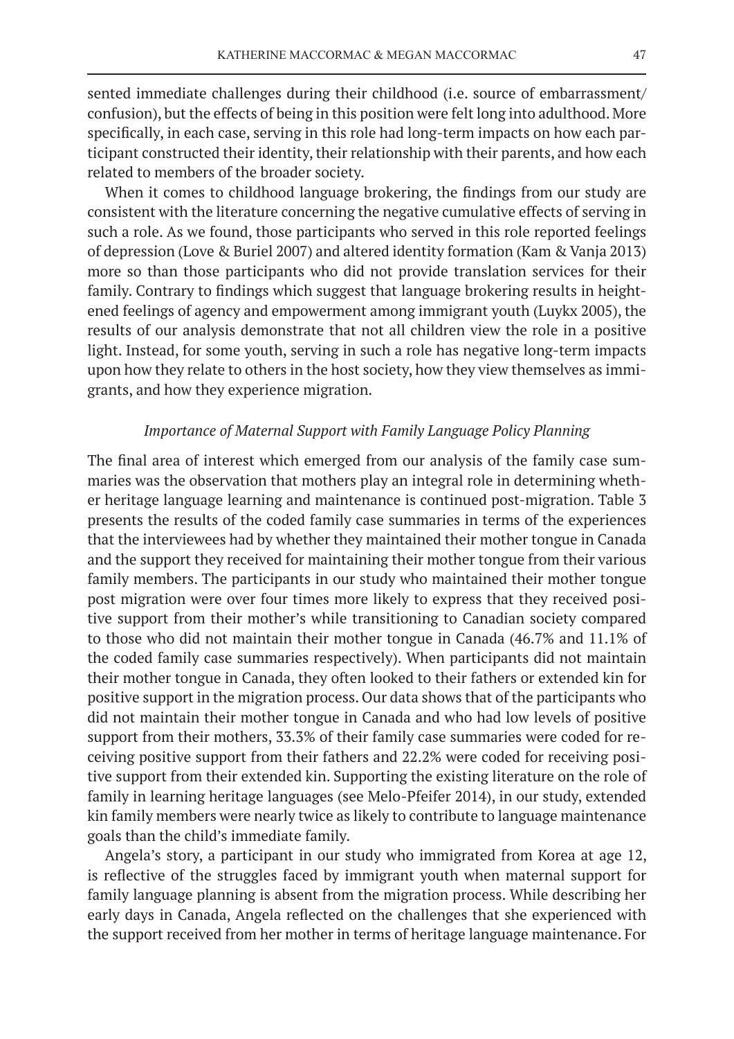sented immediate challenges during their childhood (i.e. source of embarrassment/confusion), but the effects of being in this position were felt long into adulthood. More specifically, in each case, serving in this role had long-term impacts on how each participant constructed their identity, their relationship with their parents, and how each related to members of the broader society.

When it comes to childhood language brokering, the findings from our study are consistent with the literature concerning the negative cumulative effects of serving in such a role. As we found, those participants who served in this role reported feelings of depression (Love & Buriel 2007) and altered identity formation (Kam & Vanja 2013) more so than those participants who did not provide translation services for their family. Contrary to findings which suggest that language brokering results in heightened feelings of agency and empowerment among immigrant youth (Luykx 2005), the results of our analysis demonstrate that not all children view the role in a positive light. Instead, for some youth, serving in such a role has negative long-term impacts upon how they relate to others in the host society, how they view themselves as immigrants, and how they experience migration.

### *Importance of Maternal Support with Family Language Policy Planning*

The final area of interest which emerged from our analysis of the family case summaries was the observation that mothers play an integral role in determining whether heritage language learning and maintenance is continued post-migration. Table 3 presents the results of the coded family case summaries in terms of the experiences that the interviewees had by whether they maintained their mother tongue in Canada and the support they received for maintaining their mother tongue from their various family members. The participants in our study who maintained their mother tongue post migration were over four times more likely to express that they received positive support from their mother's while transitioning to Canadian society compared to those who did not maintain their mother tongue in Canada (46.7% and 11.1% of the coded family case summaries respectively). When participants did not maintain their mother tongue in Canada, they often looked to their fathers or extended kin for positive support in the migration process. Our data shows that of the participants who did not maintain their mother tongue in Canada and who had low levels of positive support from their mothers, 33.3% of their family case summaries were coded for receiving positive support from their fathers and 22.2% were coded for receiving positive support from their extended kin. Supporting the existing literature on the role of family in learning heritage languages (see Melo-Pfeifer 2014), in our study, extended kin family members were nearly twice as likely to contribute to language maintenance goals than the child's immediate family.

Angela's story, a participant in our study who immigrated from Korea at age 12, is reflective of the struggles faced by immigrant youth when maternal support for family language planning is absent from the migration process. While describing her early days in Canada, Angela reflected on the challenges that she experienced with the support received from her mother in terms of heritage language maintenance. For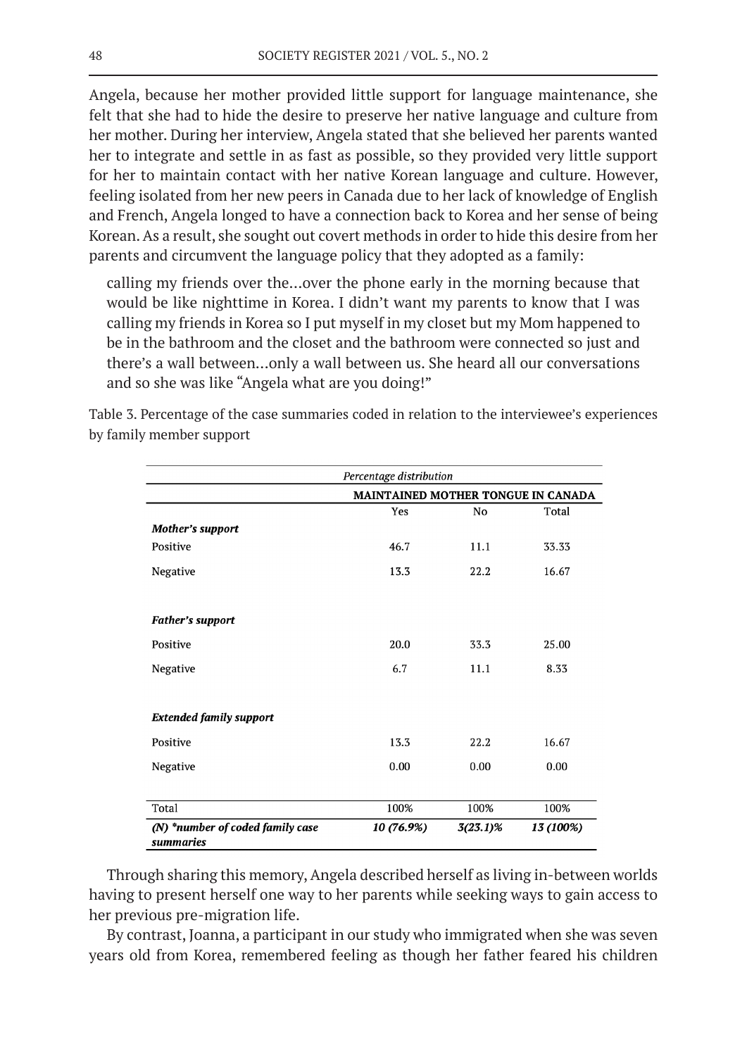Angela, because her mother provided little support for language maintenance, she felt that she had to hide the desire to preserve her native language and culture from her mother. During her interview, Angela stated that she believed her parents wanted her to integrate and settle in as fast as possible, so they provided very little support for her to maintain contact with her native Korean language and culture. However, feeling isolated from her new peers in Canada due to her lack of knowledge of English and French, Angela longed to have a connection back to Korea and her sense of being Korean. As a result, she sought out covert methods in order to hide this desire from her parents and circumvent the language policy that they adopted as a family:

> calling my friends over the…over the phone early in the morning because that would be like nighttime in Korea. I didn't want my parents to know that I was calling my friends in Korea so I put myself in my closet but my Mom happened to be in the bathroom and the closet and the bathroom were connected so just and there's a wall between…only a wall between us. She heard all our conversations and so she was like "Angela what are you doing!"

Table 3. Percentage of the case summaries coded in relation to the interviewee's experiences by family member support

| | *Percentage distribution* | | |
|---|---|---|---|
| | **MAINTAINED MOTHER TONGUE IN CANADA** | | |
| | Yes | No | Total |
| ***Mother's support*** | | | |
| Positive | 46.7 | 11.1 | 33.33 |
| Negative | 13.3 | 22.2 | 16.67 |
| ***Father's support*** | | | |
| Positive | 20.0 | 33.3 | 25.00 |
| Negative | 6.7 | 11.1 | 8.33 |
| ***Extended family support*** | | | |
| Positive | 13.3 | 22.2 | 16.67 |
| Negative | 0.00 | 0.00 | 0.00 |
| Total | 100% | 100% | 100% |
| ***(N) *number of coded family case summaries*** | ***10 (76.9%)*** | ***3(23.1)%*** | ***13 (100%)*** |

Through sharing this memory, Angela described herself as living in-between worlds having to present herself one way to her parents while seeking ways to gain access to her previous pre-migration life.

By contrast, Joanna, a participant in our study who immigrated when she was seven years old from Korea, remembered feeling as though her father feared his children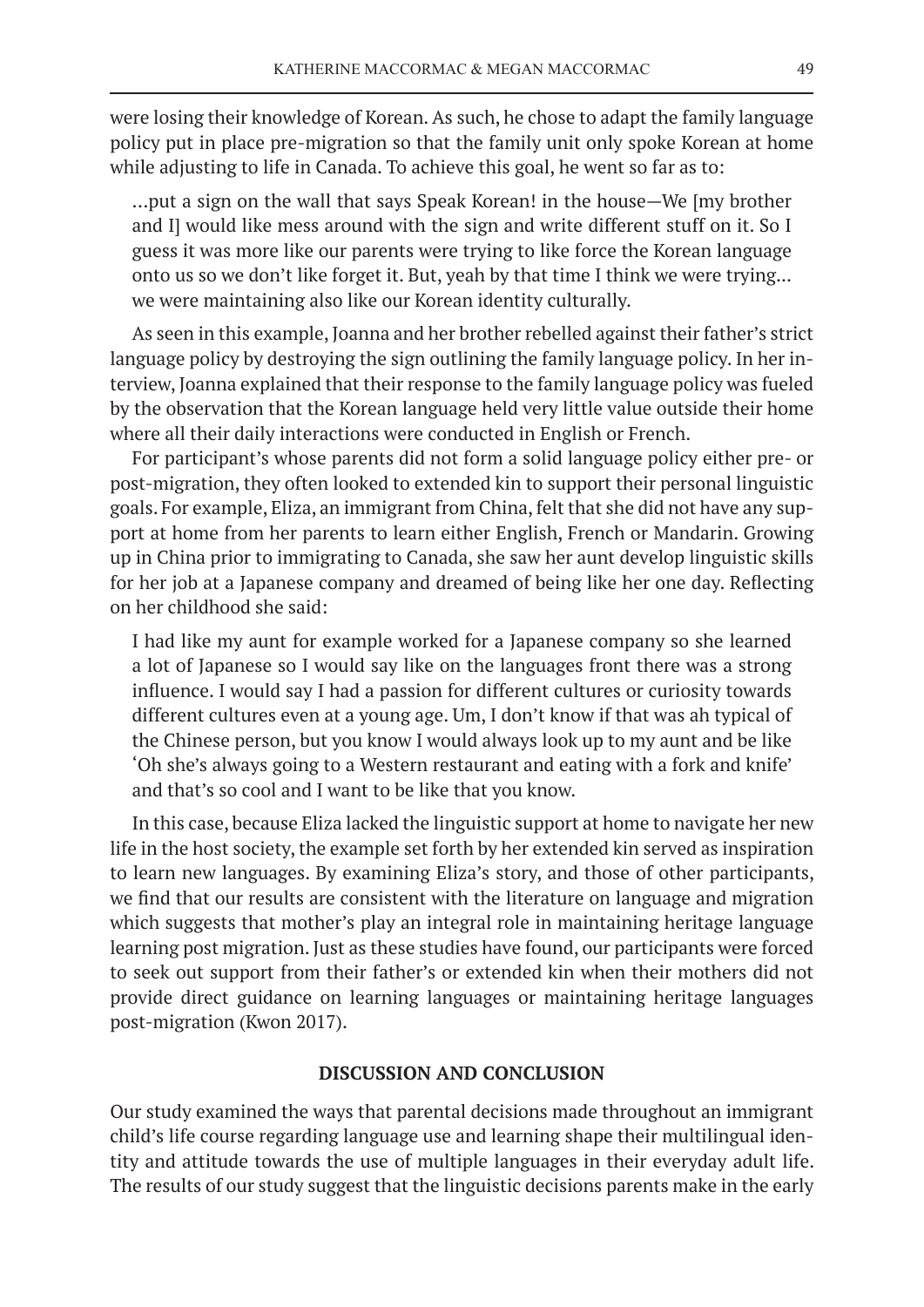were losing their knowledge of Korean. As such, he chose to adapt the family language policy put in place pre-migration so that the family unit only spoke Korean at home while adjusting to life in Canada. To achieve this goal, he went so far as to:

> …put a sign on the wall that says Speak Korean! in the house—We [my brother and I] would like mess around with the sign and write different stuff on it. So I guess it was more like our parents were trying to like force the Korean language onto us so we don't like forget it. But, yeah by that time I think we were trying… we were maintaining also like our Korean identity culturally.

As seen in this example, Joanna and her brother rebelled against their father's strict language policy by destroying the sign outlining the family language policy. In her interview, Joanna explained that their response to the family language policy was fueled by the observation that the Korean language held very little value outside their home where all their daily interactions were conducted in English or French.

For participant's whose parents did not form a solid language policy either pre- or post-migration, they often looked to extended kin to support their personal linguistic goals. For example, Eliza, an immigrant from China, felt that she did not have any support at home from her parents to learn either English, French or Mandarin. Growing up in China prior to immigrating to Canada, she saw her aunt develop linguistic skills for her job at a Japanese company and dreamed of being like her one day. Reflecting on her childhood she said:

> I had like my aunt for example worked for a Japanese company so she learned a lot of Japanese so I would say like on the languages front there was a strong influence. I would say I had a passion for different cultures or curiosity towards different cultures even at a young age. Um, I don't know if that was ah typical of the Chinese person, but you know I would always look up to my aunt and be like 'Oh she's always going to a Western restaurant and eating with a fork and knife' and that's so cool and I want to be like that you know.

In this case, because Eliza lacked the linguistic support at home to navigate her new life in the host society, the example set forth by her extended kin served as inspiration to learn new languages. By examining Eliza's story, and those of other participants, we find that our results are consistent with the literature on language and migration which suggests that mother's play an integral role in maintaining heritage language learning post migration. Just as these studies have found, our participants were forced to seek out support from their father's or extended kin when their mothers did not provide direct guidance on learning languages or maintaining heritage languages post-migration (Kwon 2017).

## DISCUSSION AND CONCLUSION

Our study examined the ways that parental decisions made throughout an immigrant child's life course regarding language use and learning shape their multilingual identity and attitude towards the use of multiple languages in their everyday adult life. The results of our study suggest that the linguistic decisions parents make in the early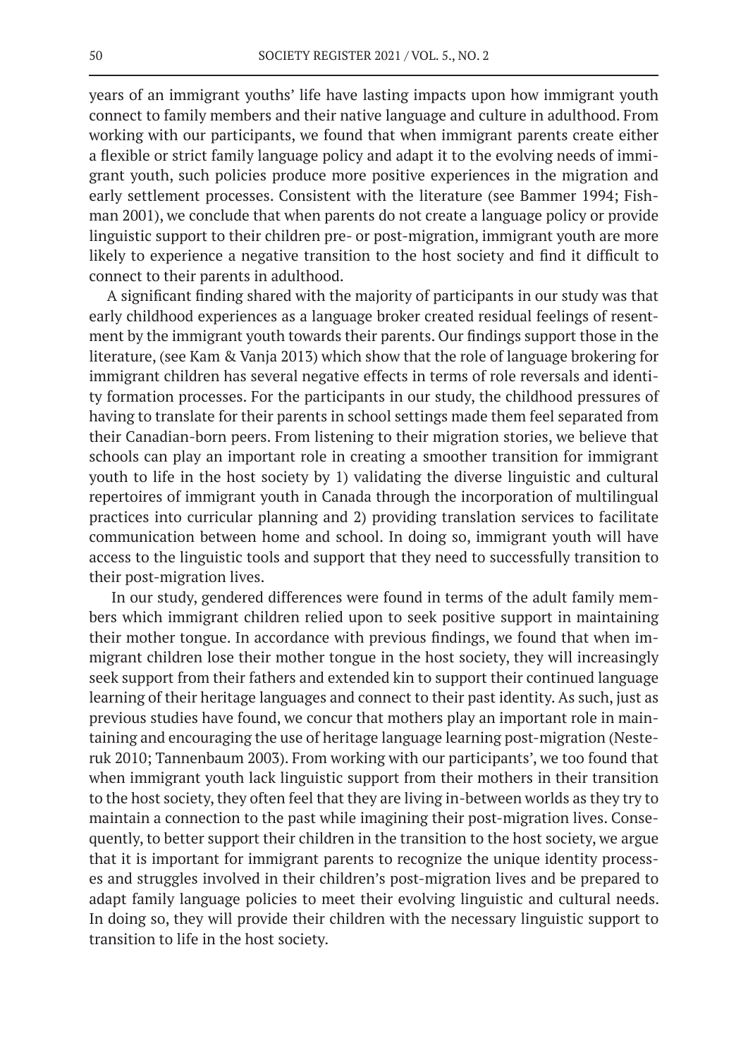years of an immigrant youths' life have lasting impacts upon how immigrant youth connect to family members and their native language and culture in adulthood. From working with our participants, we found that when immigrant parents create either a flexible or strict family language policy and adapt it to the evolving needs of immigrant youth, such policies produce more positive experiences in the migration and early settlement processes. Consistent with the literature (see Bammer 1994; Fishman 2001), we conclude that when parents do not create a language policy or provide linguistic support to their children pre- or post-migration, immigrant youth are more likely to experience a negative transition to the host society and find it difficult to connect to their parents in adulthood.

A significant finding shared with the majority of participants in our study was that early childhood experiences as a language broker created residual feelings of resentment by the immigrant youth towards their parents. Our findings support those in the literature, (see Kam & Vanja 2013) which show that the role of language brokering for immigrant children has several negative effects in terms of role reversals and identity formation processes. For the participants in our study, the childhood pressures of having to translate for their parents in school settings made them feel separated from their Canadian-born peers. From listening to their migration stories, we believe that schools can play an important role in creating a smoother transition for immigrant youth to life in the host society by 1) validating the diverse linguistic and cultural repertoires of immigrant youth in Canada through the incorporation of multilingual practices into curricular planning and 2) providing translation services to facilitate communication between home and school. In doing so, immigrant youth will have access to the linguistic tools and support that they need to successfully transition to their post-migration lives.

In our study, gendered differences were found in terms of the adult family members which immigrant children relied upon to seek positive support in maintaining their mother tongue. In accordance with previous findings, we found that when immigrant children lose their mother tongue in the host society, they will increasingly seek support from their fathers and extended kin to support their continued language learning of their heritage languages and connect to their past identity. As such, just as previous studies have found, we concur that mothers play an important role in maintaining and encouraging the use of heritage language learning post-migration (Nesteruk 2010; Tannenbaum 2003). From working with our participants', we too found that when immigrant youth lack linguistic support from their mothers in their transition to the host society, they often feel that they are living in-between worlds as they try to maintain a connection to the past while imagining their post-migration lives. Consequently, to better support their children in the transition to the host society, we argue that it is important for immigrant parents to recognize the unique identity processes and struggles involved in their children's post-migration lives and be prepared to adapt family language policies to meet their evolving linguistic and cultural needs. In doing so, they will provide their children with the necessary linguistic support to transition to life in the host society.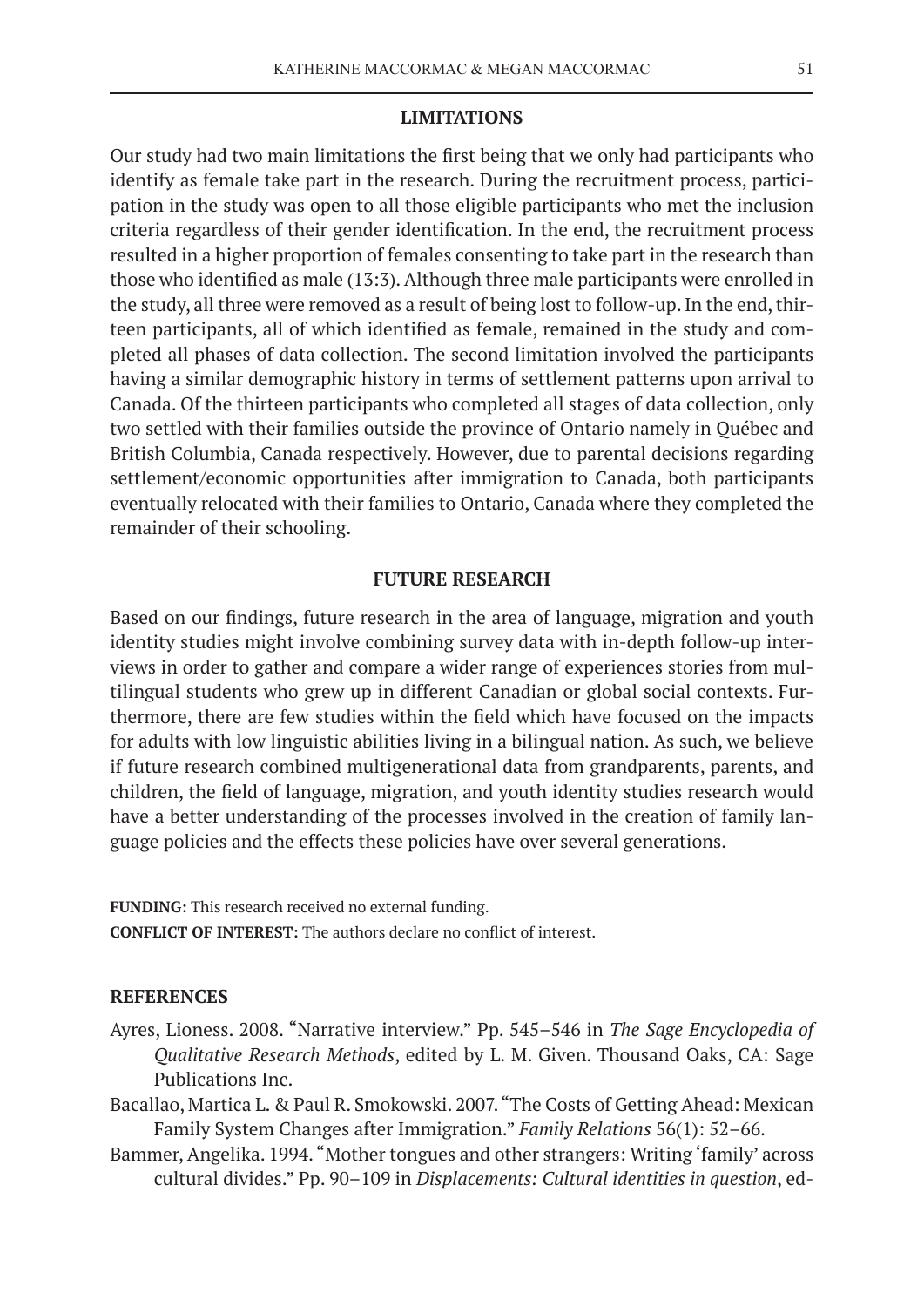## LIMITATIONS

Our study had two main limitations the first being that we only had participants who identify as female take part in the research. During the recruitment process, participation in the study was open to all those eligible participants who met the inclusion criteria regardless of their gender identification. In the end, the recruitment process resulted in a higher proportion of females consenting to take part in the research than those who identified as male (13:3). Although three male participants were enrolled in the study, all three were removed as a result of being lost to follow-up. In the end, thirteen participants, all of which identified as female, remained in the study and completed all phases of data collection. The second limitation involved the participants having a similar demographic history in terms of settlement patterns upon arrival to Canada. Of the thirteen participants who completed all stages of data collection, only two settled with their families outside the province of Ontario namely in Québec and British Columbia, Canada respectively. However, due to parental decisions regarding settlement/economic opportunities after immigration to Canada, both participants eventually relocated with their families to Ontario, Canada where they completed the remainder of their schooling.

## FUTURE RESEARCH

Based on our findings, future research in the area of language, migration and youth identity studies might involve combining survey data with in-depth follow-up interviews in order to gather and compare a wider range of experiences stories from multilingual students who grew up in different Canadian or global social contexts. Furthermore, there are few studies within the field which have focused on the impacts for adults with low linguistic abilities living in a bilingual nation. As such, we believe if future research combined multigenerational data from grandparents, parents, and children, the field of language, migration, and youth identity studies research would have a better understanding of the processes involved in the creation of family language policies and the effects these policies have over several generations.

**FUNDING:** This research received no external funding.
**CONFLICT OF INTEREST:** The authors declare no conflict of interest.

## REFERENCES

Ayres, Lioness. 2008. "Narrative interview." Pp. 545–546 in *The Sage Encyclopedia of Qualitative Research Methods*, edited by L. M. Given. Thousand Oaks, CA: Sage Publications Inc.

Bacallao, Martica L. & Paul R. Smokowski. 2007. "The Costs of Getting Ahead: Mexican Family System Changes after Immigration." *Family Relations* 56(1): 52–66.

Bammer, Angelika. 1994. "Mother tongues and other strangers: Writing 'family' across cultural divides." Pp. 90–109 in *Displacements: Cultural identities in question*, ed-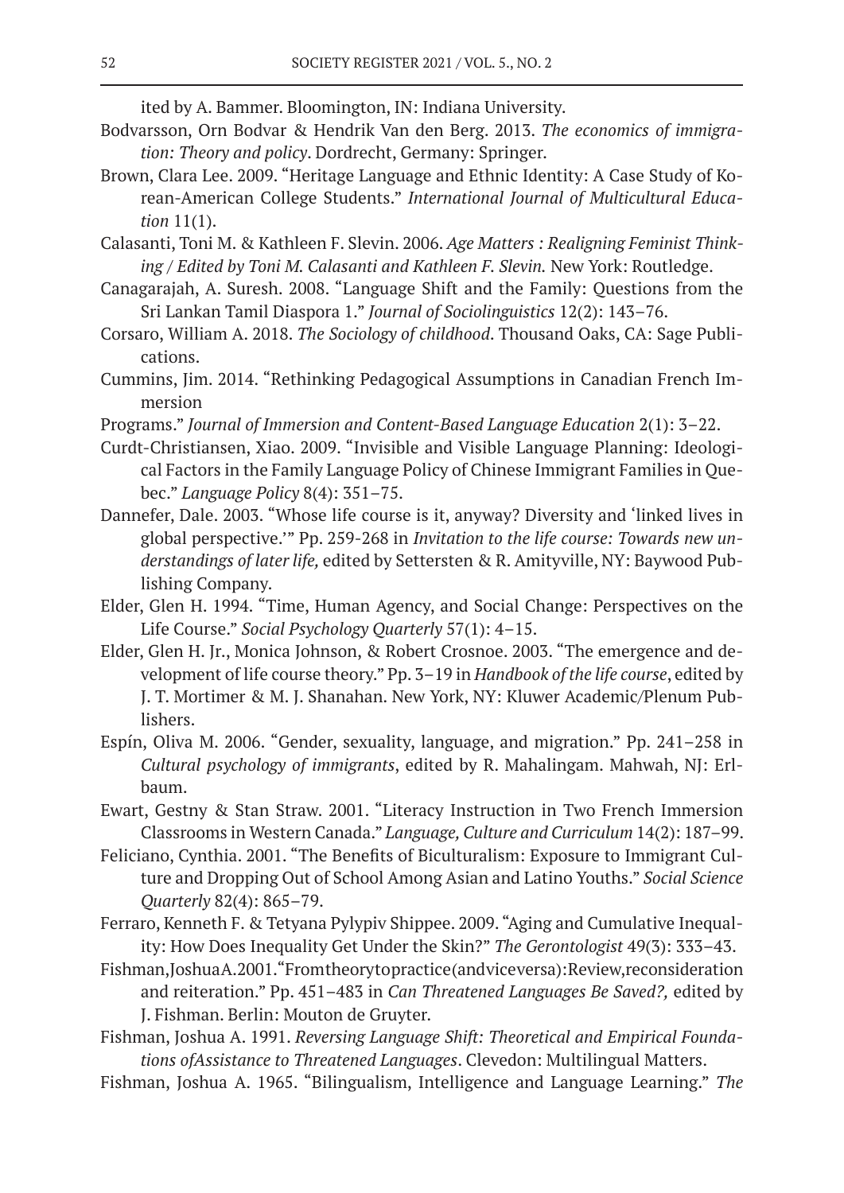ited by A. Bammer. Bloomington, IN: Indiana University.

Bodvarsson, Orn Bodvar & Hendrik Van den Berg. 2013. *The economics of immigration: Theory and policy*. Dordrecht, Germany: Springer.

Brown, Clara Lee. 2009. "Heritage Language and Ethnic Identity: A Case Study of Korean-American College Students." *International Journal of Multicultural Education* 11(1).

Calasanti, Toni M. & Kathleen F. Slevin. 2006. *Age Matters : Realigning Feminist Thinking / Edited by Toni M. Calasanti and Kathleen F. Slevin.* New York: Routledge.

Canagarajah, A. Suresh. 2008. "Language Shift and the Family: Questions from the Sri Lankan Tamil Diaspora 1." *Journal of Sociolinguistics* 12(2): 143–76.

Corsaro, William A. 2018. *The Sociology of childhood*. Thousand Oaks, CA: Sage Publications.

Cummins, Jim. 2014. "Rethinking Pedagogical Assumptions in Canadian French Immersion

Programs." *Journal of Immersion and Content-Based Language Education* 2(1): 3–22.

Curdt-Christiansen, Xiao. 2009. "Invisible and Visible Language Planning: Ideological Factors in the Family Language Policy of Chinese Immigrant Families in Quebec." *Language Policy* 8(4): 351–75.

Dannefer, Dale. 2003. "Whose life course is it, anyway? Diversity and 'linked lives in global perspective.'" Pp. 259-268 in *Invitation to the life course: Towards new understandings of later life,* edited by Settersten & R. Amityville, NY: Baywood Publishing Company.

Elder, Glen H. 1994. "Time, Human Agency, and Social Change: Perspectives on the Life Course." *Social Psychology Quarterly* 57(1): 4–15.

Elder, Glen H. Jr., Monica Johnson, & Robert Crosnoe. 2003. "The emergence and development of life course theory." Pp. 3–19 in *Handbook of the life course*, edited by J. T. Mortimer & M. J. Shanahan. New York, NY: Kluwer Academic/Plenum Publishers.

Espín, Oliva M. 2006. "Gender, sexuality, language, and migration." Pp. 241–258 in *Cultural psychology of immigrants*, edited by R. Mahalingam. Mahwah, NJ: Erlbaum.

Ewart, Gestny & Stan Straw. 2001. "Literacy Instruction in Two French Immersion Classrooms in Western Canada." *Language, Culture and Curriculum* 14(2): 187–99.

Feliciano, Cynthia. 2001. "The Benefits of Biculturalism: Exposure to Immigrant Culture and Dropping Out of School Among Asian and Latino Youths." *Social Science Quarterly* 82(4): 865–79.

Ferraro, Kenneth F. & Tetyana Pylypiv Shippee. 2009. "Aging and Cumulative Inequality: How Does Inequality Get Under the Skin?" *The Gerontologist* 49(3): 333–43.

Fishman,JoshuaA.2001."Fromtheorytopractice(andviceversa):Review,reconsideration and reiteration." Pp. 451–483 in *Can Threatened Languages Be Saved?,* edited by J. Fishman. Berlin: Mouton de Gruyter.

Fishman, Joshua A. 1991. *Reversing Language Shift: Theoretical and Empirical Foundations ofAssistance to Threatened Languages*. Clevedon: Multilingual Matters.

Fishman, Joshua A. 1965. "Bilingualism, Intelligence and Language Learning." *The*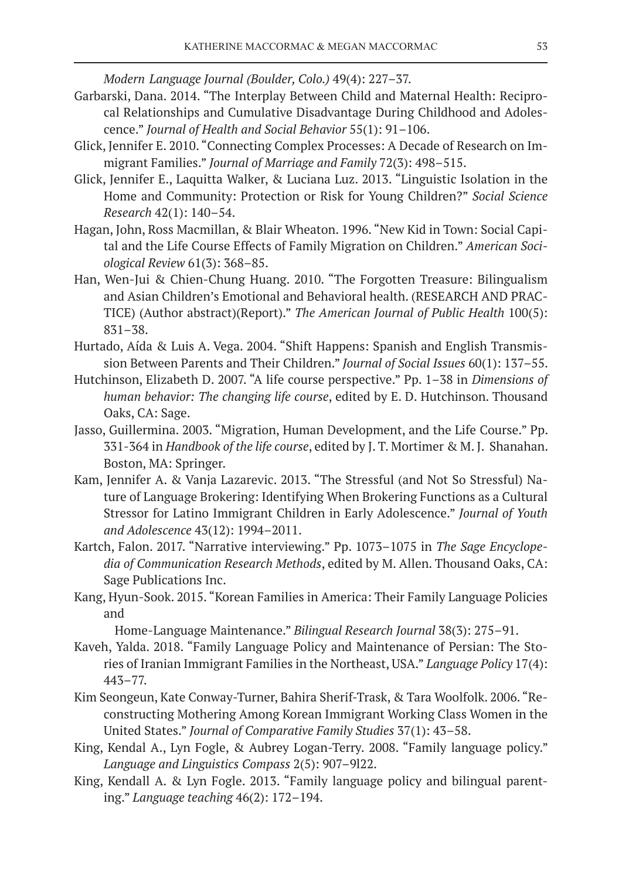*Modern Language Journal (Boulder, Colo.)* 49(4): 227–37.

Garbarski, Dana. 2014. "The Interplay Between Child and Maternal Health: Reciprocal Relationships and Cumulative Disadvantage During Childhood and Adolescence." *Journal of Health and Social Behavior* 55(1): 91–106.

Glick, Jennifer E. 2010. "Connecting Complex Processes: A Decade of Research on Immigrant Families." *Journal of Marriage and Family* 72(3): 498–515.

Glick, Jennifer E., Laquitta Walker, & Luciana Luz. 2013. "Linguistic Isolation in the Home and Community: Protection or Risk for Young Children?" *Social Science Research* 42(1): 140–54.

Hagan, John, Ross Macmillan, & Blair Wheaton. 1996. "New Kid in Town: Social Capital and the Life Course Effects of Family Migration on Children." *American Sociological Review* 61(3): 368–85.

Han, Wen-Jui & Chien-Chung Huang. 2010. "The Forgotten Treasure: Bilingualism and Asian Children's Emotional and Behavioral health. (RESEARCH AND PRACTICE) (Author abstract)(Report)." *The American Journal of Public Health* 100(5): 831–38.

Hurtado, Aída & Luis A. Vega. 2004. "Shift Happens: Spanish and English Transmission Between Parents and Their Children." *Journal of Social Issues* 60(1): 137–55.

Hutchinson, Elizabeth D. 2007. "A life course perspective." Pp. 1–38 in *Dimensions of human behavior: The changing life course*, edited by E. D. Hutchinson. Thousand Oaks, CA: Sage.

Jasso, Guillermina. 2003. "Migration, Human Development, and the Life Course." Pp. 331-364 in *Handbook of the life course*, edited by J. T. Mortimer & M. J. Shanahan. Boston, MA: Springer.

Kam, Jennifer A. & Vanja Lazarevic. 2013. "The Stressful (and Not So Stressful) Nature of Language Brokering: Identifying When Brokering Functions as a Cultural Stressor for Latino Immigrant Children in Early Adolescence." *Journal of Youth and Adolescence* 43(12): 1994–2011.

Kartch, Falon. 2017. "Narrative interviewing." Pp. 1073–1075 in *The Sage Encyclopedia of Communication Research Methods*, edited by M. Allen. Thousand Oaks, CA: Sage Publications Inc.

Kang, Hyun-Sook. 2015. "Korean Families in America: Their Family Language Policies and
Home-Language Maintenance." *Bilingual Research Journal* 38(3): 275–91.

Kaveh, Yalda. 2018. "Family Language Policy and Maintenance of Persian: The Stories of Iranian Immigrant Families in the Northeast, USA." *Language Policy* 17(4): 443–77.

Kim Seongeun, Kate Conway-Turner, Bahira Sherif-Trask, & Tara Woolfolk. 2006. "Reconstructing Mothering Among Korean Immigrant Working Class Women in the United States." *Journal of Comparative Family Studies* 37(1): 43–58.

King, Kendal A., Lyn Fogle, & Aubrey Logan-Terry. 2008. "Family language policy." *Language and Linguistics Compass* 2(5): 907–9l22.

King, Kendall A. & Lyn Fogle. 2013. "Family language policy and bilingual parenting." *Language teaching* 46(2): 172–194.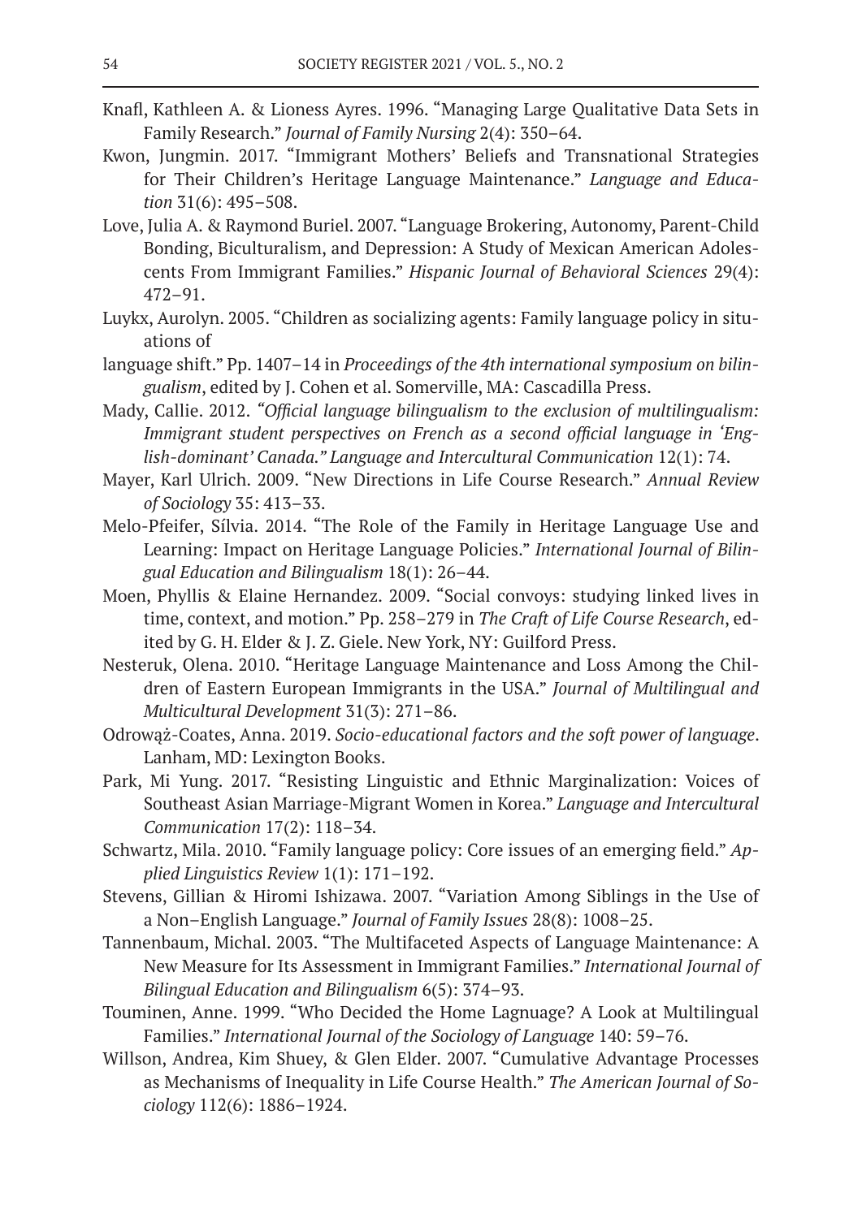Knafl, Kathleen A. & Lioness Ayres. 1996. "Managing Large Qualitative Data Sets in Family Research." *Journal of Family Nursing* 2(4): 350–64.

Kwon, Jungmin. 2017. "Immigrant Mothers' Beliefs and Transnational Strategies for Their Children's Heritage Language Maintenance." *Language and Education* 31(6): 495–508.

Love, Julia A. & Raymond Buriel. 2007. "Language Brokering, Autonomy, Parent-Child Bonding, Biculturalism, and Depression: A Study of Mexican American Adolescents From Immigrant Families." *Hispanic Journal of Behavioral Sciences* 29(4): 472–91.

Luykx, Aurolyn. 2005. "Children as socializing agents: Family language policy in situations of

language shift." Pp. 1407–14 in *Proceedings of the 4th international symposium on bilingualism*, edited by J. Cohen et al. Somerville, MA: Cascadilla Press.

Mady, Callie. 2012. *"Official language bilingualism to the exclusion of multilingualism: Immigrant student perspectives on French as a second official language in 'English-dominant' Canada." Language and Intercultural Communication* 12(1): 74.

Mayer, Karl Ulrich. 2009. "New Directions in Life Course Research." *Annual Review of Sociology* 35: 413–33.

Melo-Pfeifer, Sílvia. 2014. "The Role of the Family in Heritage Language Use and Learning: Impact on Heritage Language Policies." *International Journal of Bilingual Education and Bilingualism* 18(1): 26–44.

Moen, Phyllis & Elaine Hernandez. 2009. "Social convoys: studying linked lives in time, context, and motion." Pp. 258–279 in *The Craft of Life Course Research*, edited by G. H. Elder & J. Z. Giele. New York, NY: Guilford Press.

Nesteruk, Olena. 2010. "Heritage Language Maintenance and Loss Among the Children of Eastern European Immigrants in the USA." *Journal of Multilingual and Multicultural Development* 31(3): 271–86.

Odrowąż-Coates, Anna. 2019. *Socio-educational factors and the soft power of language*. Lanham, MD: Lexington Books.

Park, Mi Yung. 2017. "Resisting Linguistic and Ethnic Marginalization: Voices of Southeast Asian Marriage-Migrant Women in Korea." *Language and Intercultural Communication* 17(2): 118–34.

Schwartz, Mila. 2010. "Family language policy: Core issues of an emerging field." *Applied Linguistics Review* 1(1): 171–192.

Stevens, Gillian & Hiromi Ishizawa. 2007. "Variation Among Siblings in the Use of a Non–English Language." *Journal of Family Issues* 28(8): 1008–25.

Tannenbaum, Michal. 2003. "The Multifaceted Aspects of Language Maintenance: A New Measure for Its Assessment in Immigrant Families." *International Journal of Bilingual Education and Bilingualism* 6(5): 374–93.

Touminen, Anne. 1999. "Who Decided the Home Lagnuage? A Look at Multilingual Families." *International Journal of the Sociology of Language* 140: 59–76.

Willson, Andrea, Kim Shuey, & Glen Elder. 2007. "Cumulative Advantage Processes as Mechanisms of Inequality in Life Course Health." *The American Journal of Sociology* 112(6): 1886–1924.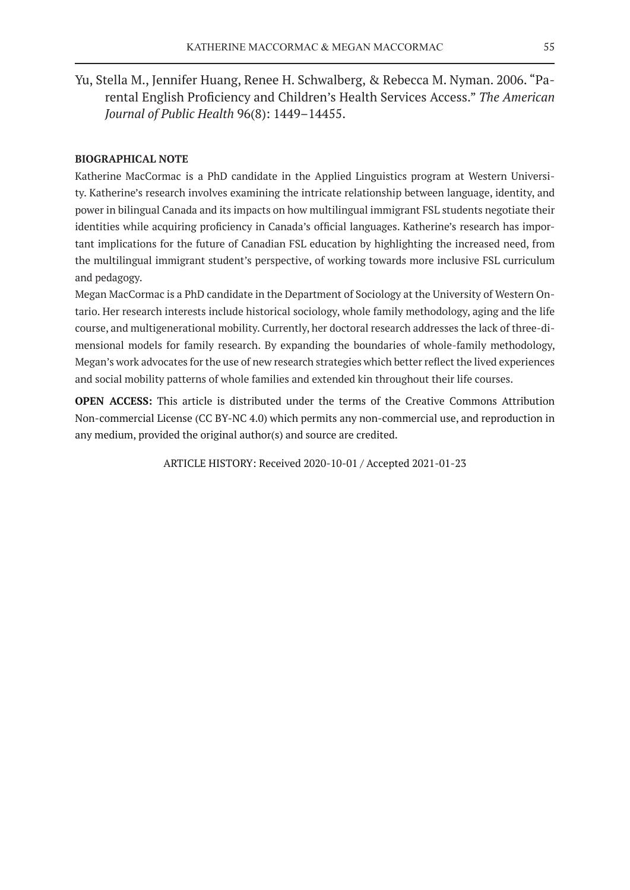Yu, Stella M., Jennifer Huang, Renee H. Schwalberg, & Rebecca M. Nyman. 2006. "Parental English Proficiency and Children's Health Services Access." *The American Journal of Public Health* 96(8): 1449–14455.

**BIOGRAPHICAL NOTE**

Katherine MacCormac is a PhD candidate in the Applied Linguistics program at Western University. Katherine's research involves examining the intricate relationship between language, identity, and power in bilingual Canada and its impacts on how multilingual immigrant FSL students negotiate their identities while acquiring proficiency in Canada's official languages. Katherine's research has important implications for the future of Canadian FSL education by highlighting the increased need, from the multilingual immigrant student's perspective, of working towards more inclusive FSL curriculum and pedagogy.

Megan MacCormac is a PhD candidate in the Department of Sociology at the University of Western Ontario. Her research interests include historical sociology, whole family methodology, aging and the life course, and multigenerational mobility. Currently, her doctoral research addresses the lack of three-dimensional models for family research. By expanding the boundaries of whole-family methodology, Megan's work advocates for the use of new research strategies which better reflect the lived experiences and social mobility patterns of whole families and extended kin throughout their life courses.

**OPEN ACCESS:** This article is distributed under the terms of the Creative Commons Attribution Non-commercial License (CC BY-NC 4.0) which permits any non-commercial use, and reproduction in any medium, provided the original author(s) and source are credited.

ARTICLE HISTORY: Received 2020-10-01 / Accepted 2021-01-23